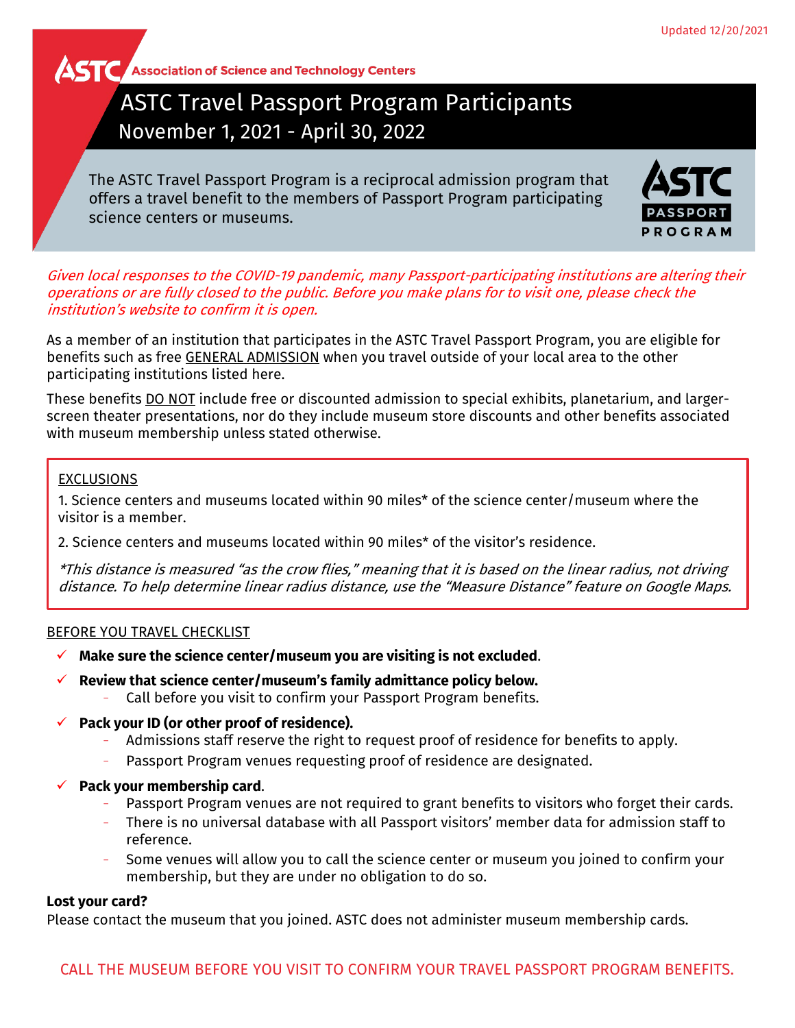Updated 12/20/2021

ASTC Association of Science and Technology Centers

# ASTC Travel Passport Program Participants

## November 1, 2021 - April 30, 2022

The ASTC Travel Passport Program is a reciprocal admission program that offers a travel benefit to the members of Passport Program participating science centers or museums.

ASTC PASSPORT PROGRAM

*Given local responses to the COVID-19 pandemic, many Passport-participating institutions are altering their operations or are fully closed to the public. Before you make plans for to visit one, please check the institution's website to confirm it is open.*

As a member of an institution that participates in the ASTC Travel Passport Program, you are eligible for benefits such as free GENERAL ADMISSION when you travel outside of your local area to the other participating institutions listed here.

These benefits DO NOT include free or discounted admission to special exhibits, planetarium, and larger-screen theater presentations, nor do they include museum store discounts and other benefits associated with museum membership unless stated otherwise.

EXCLUSIONS

1. Science centers and museums located within 90 miles* of the science center/museum where the visitor is a member.

2. Science centers and museums located within 90 miles* of the visitor's residence.

*\*This distance is measured "as the crow flies," meaning that it is based on the linear radius, not driving distance. To help determine linear radius distance, use the "Measure Distance" feature on Google Maps.*

BEFORE YOU TRAVEL CHECKLIST

- ✓ **Make sure the science center/museum you are visiting is not excluded**.
- ✓ **Review that science center/museum's family admittance policy below.**
  - Call before you visit to confirm your Passport Program benefits.
- ✓ **Pack your ID (or other proof of residence).**
  - Admissions staff reserve the right to request proof of residence for benefits to apply.
  - Passport Program venues requesting proof of residence are designated.
- ✓ **Pack your membership card**.
  - Passport Program venues are not required to grant benefits to visitors who forget their cards.
  - There is no universal database with all Passport visitors' member data for admission staff to reference.
  - Some venues will allow you to call the science center or museum you joined to confirm your membership, but they are under no obligation to do so.

**Lost your card?**

Please contact the museum that you joined. ASTC does not administer museum membership cards.

CALL THE MUSEUM BEFORE YOU VISIT TO CONFIRM YOUR TRAVEL PASSPORT PROGRAM BENEFITS.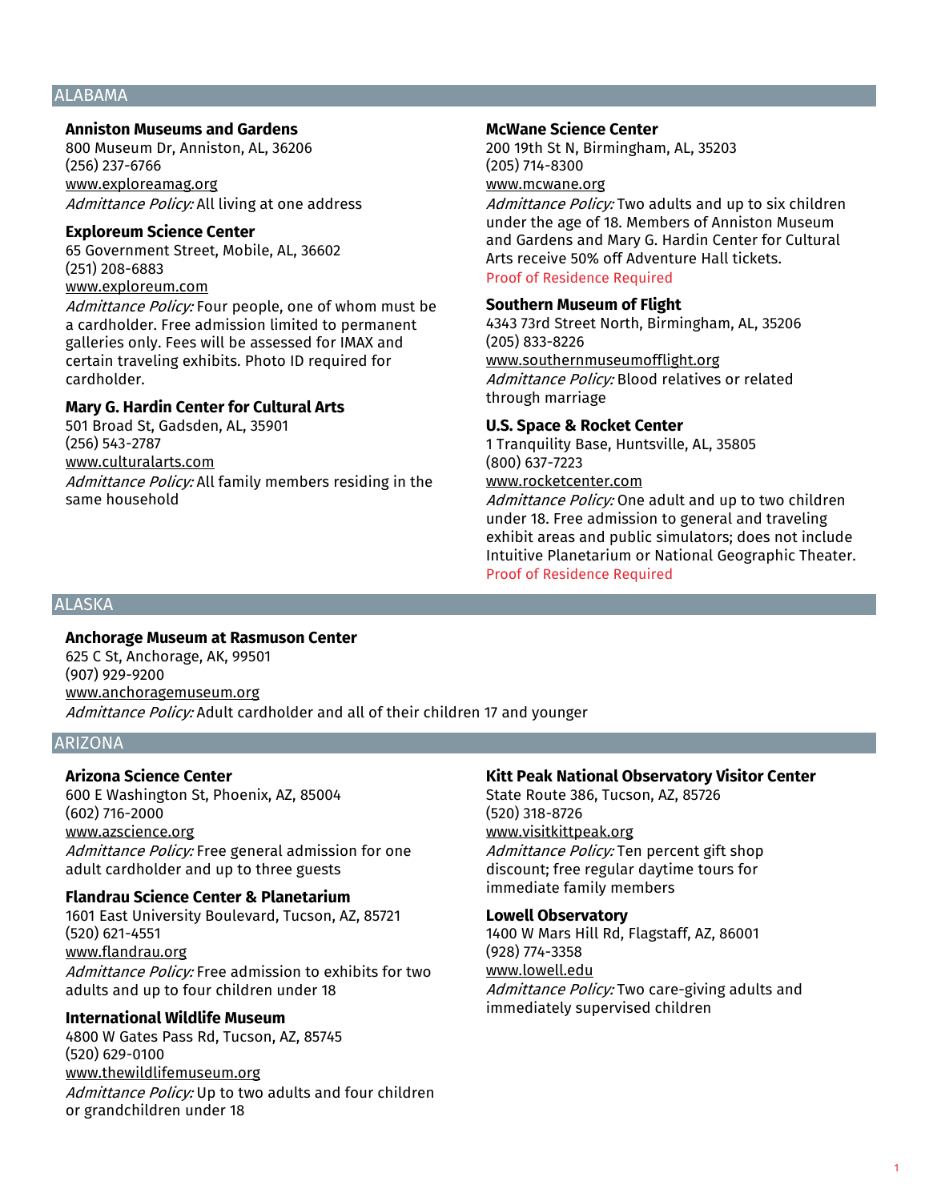## ALABAMA

### Anniston Museums and Gardens
800 Museum Dr, Anniston, AL, 36206
(256) 237-6766
www.exploreamag.org
*Admittance Policy:* All living at one address

### Exploreum Science Center
65 Government Street, Mobile, AL, 36602
(251) 208-6883
www.exploreum.com
*Admittance Policy:* Four people, one of whom must be a cardholder. Free admission limited to permanent galleries only. Fees will be assessed for IMAX and certain traveling exhibits. Photo ID required for cardholder.

### Mary G. Hardin Center for Cultural Arts
501 Broad St, Gadsden, AL, 35901
(256) 543-2787
www.culturalarts.com
*Admittance Policy:* All family members residing in the same household

### McWane Science Center
200 19th St N, Birmingham, AL, 35203
(205) 714-8300
www.mcwane.org
*Admittance Policy:* Two adults and up to six children under the age of 18. Members of Anniston Museum and Gardens and Mary G. Hardin Center for Cultural Arts receive 50% off Adventure Hall tickets.
Proof of Residence Required

### Southern Museum of Flight
4343 73rd Street North, Birmingham, AL, 35206
(205) 833-8226
www.southernmuseumofflight.org
*Admittance Policy:* Blood relatives or related through marriage

### U.S. Space & Rocket Center
1 Tranquility Base, Huntsville, AL, 35805
(800) 637-7223
www.rocketcenter.com
*Admittance Policy:* One adult and up to two children under 18. Free admission to general and traveling exhibit areas and public simulators; does not include Intuitive Planetarium or National Geographic Theater.
Proof of Residence Required

## ALASKA

### Anchorage Museum at Rasmuson Center
625 C St, Anchorage, AK, 99501
(907) 929-9200
www.anchoragemuseum.org
*Admittance Policy:* Adult cardholder and all of their children 17 and younger

## ARIZONA

### Arizona Science Center
600 E Washington St, Phoenix, AZ, 85004
(602) 716-2000
www.azscience.org
*Admittance Policy:* Free general admission for one adult cardholder and up to three guests

### Flandrau Science Center & Planetarium
1601 East University Boulevard, Tucson, AZ, 85721
(520) 621-4551
www.flandrau.org
*Admittance Policy:* Free admission to exhibits for two adults and up to four children under 18

### International Wildlife Museum
4800 W Gates Pass Rd, Tucson, AZ, 85745
(520) 629-0100
www.thewildlifemuseum.org
*Admittance Policy:* Up to two adults and four children or grandchildren under 18

### Kitt Peak National Observatory Visitor Center
State Route 386, Tucson, AZ, 85726
(520) 318-8726
www.visitkittpeak.org
*Admittance Policy:* Ten percent gift shop discount; free regular daytime tours for immediate family members

### Lowell Observatory
1400 W Mars Hill Rd, Flagstaff, AZ, 86001
(928) 774-3358
www.lowell.edu
*Admittance Policy:* Two care-giving adults and immediately supervised children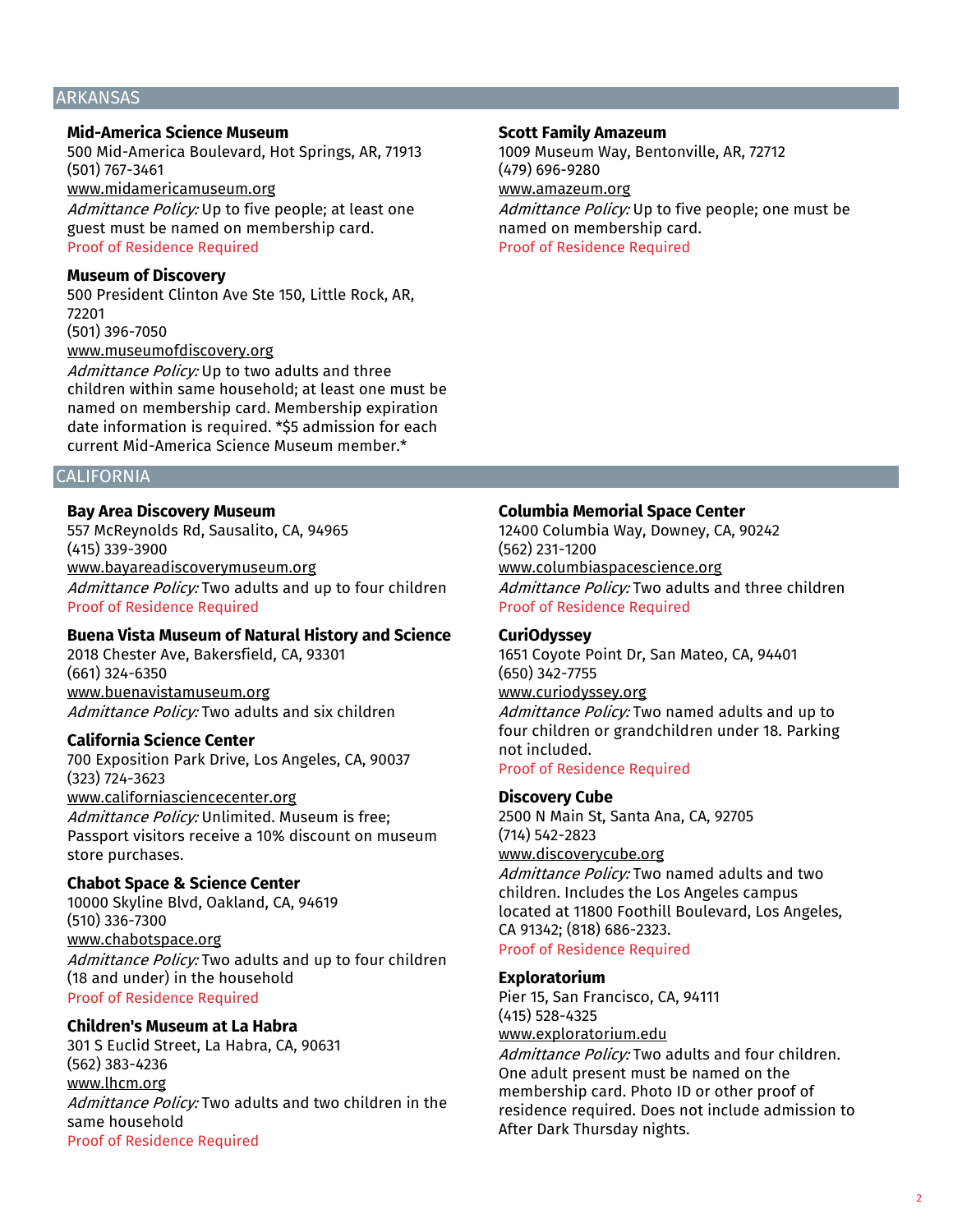## ARKANSAS

### Mid-America Science Museum
500 Mid-America Boulevard, Hot Springs, AR, 71913
(501) 767-3461
www.midamericamuseum.org
*Admittance Policy:* Up to five people; at least one guest must be named on membership card.
Proof of Residence Required

### Museum of Discovery
500 President Clinton Ave Ste 150, Little Rock, AR, 72201
(501) 396-7050
www.museumofdiscovery.org
*Admittance Policy:* Up to two adults and three children within same household; at least one must be named on membership card. Membership expiration date information is required. *$5 admission for each current Mid-America Science Museum member.*

### Scott Family Amazeum
1009 Museum Way, Bentonville, AR, 72712
(479) 696-9280
www.amazeum.org
*Admittance Policy:* Up to five people; one must be named on membership card.
Proof of Residence Required

## CALIFORNIA

### Bay Area Discovery Museum
557 McReynolds Rd, Sausalito, CA, 94965
(415) 339-3900
www.bayareadiscoverymuseum.org
*Admittance Policy:* Two adults and up to four children
Proof of Residence Required

### Buena Vista Museum of Natural History and Science
2018 Chester Ave, Bakersfield, CA, 93301
(661) 324-6350
www.buenavistamuseum.org
*Admittance Policy:* Two adults and six children

### California Science Center
700 Exposition Park Drive, Los Angeles, CA, 90037
(323) 724-3623
www.californiasciencecenter.org
*Admittance Policy:* Unlimited. Museum is free; Passport visitors receive a 10% discount on museum store purchases.

### Chabot Space & Science Center
10000 Skyline Blvd, Oakland, CA, 94619
(510) 336-7300
www.chabotspace.org
*Admittance Policy:* Two adults and up to four children (18 and under) in the household
Proof of Residence Required

### Children's Museum at La Habra
301 S Euclid Street, La Habra, CA, 90631
(562) 383-4236
www.lhcm.org
*Admittance Policy:* Two adults and two children in the same household
Proof of Residence Required

### Columbia Memorial Space Center
12400 Columbia Way, Downey, CA, 90242
(562) 231-1200
www.columbiaspacescience.org
*Admittance Policy:* Two adults and three children
Proof of Residence Required

### CuriOdyssey
1651 Coyote Point Dr, San Mateo, CA, 94401
(650) 342-7755
www.curiodyssey.org
*Admittance Policy:* Two named adults and up to four children or grandchildren under 18. Parking not included.
Proof of Residence Required

### Discovery Cube
2500 N Main St, Santa Ana, CA, 92705
(714) 542-2823
www.discoverycube.org
*Admittance Policy:* Two named adults and two children. Includes the Los Angeles campus located at 11800 Foothill Boulevard, Los Angeles, CA 91342; (818) 686-2323.
Proof of Residence Required

### Exploratorium
Pier 15, San Francisco, CA, 94111
(415) 528-4325
www.exploratorium.edu
*Admittance Policy:* Two adults and four children. One adult present must be named on the membership card. Photo ID or other proof of residence required. Does not include admission to After Dark Thursday nights.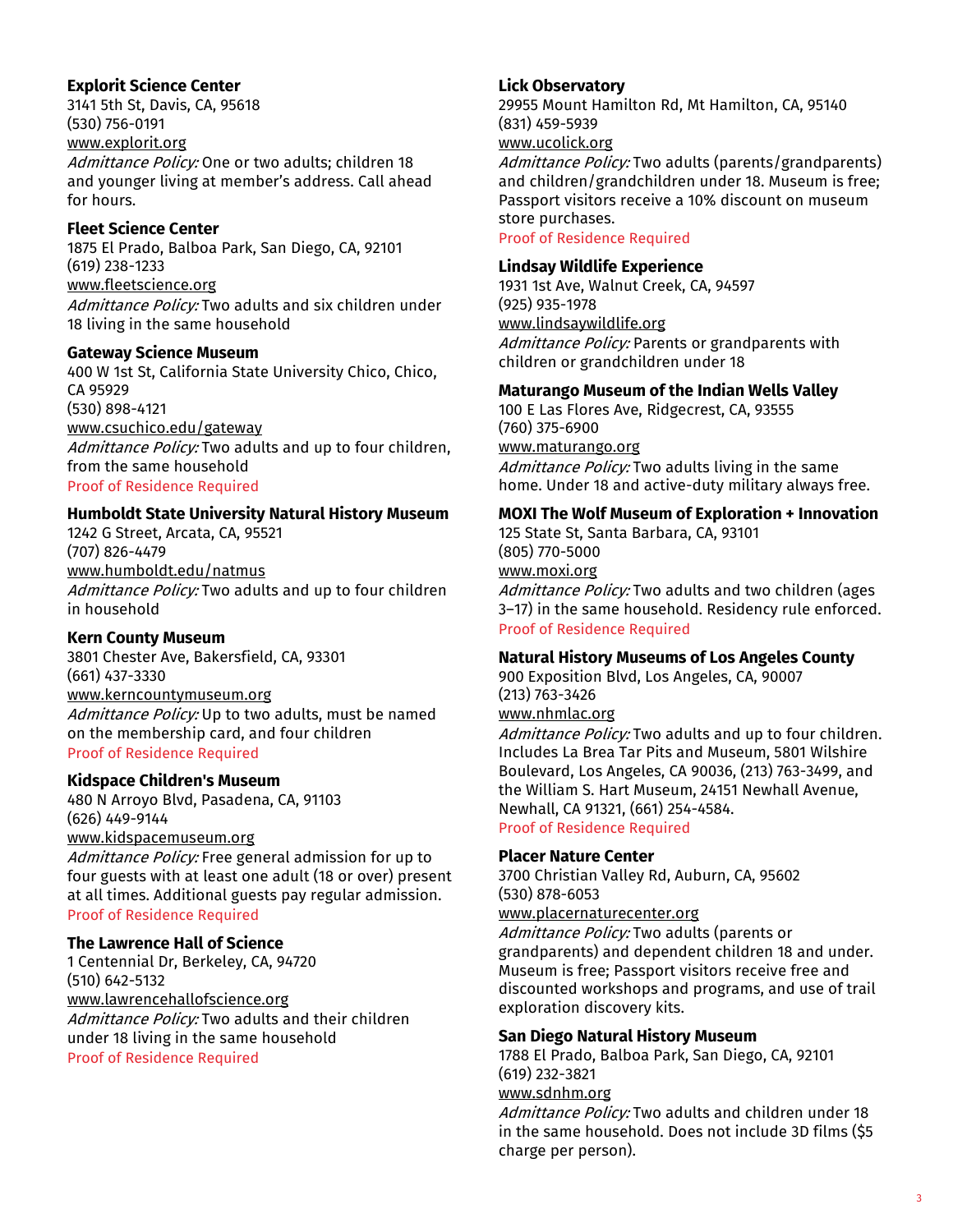**Explorit Science Center**
3141 5th St, Davis, CA, 95618
(530) 756-0191
www.explorit.org
*Admittance Policy:* One or two adults; children 18 and younger living at member's address. Call ahead for hours.

**Fleet Science Center**
1875 El Prado, Balboa Park, San Diego, CA, 92101
(619) 238-1233
www.fleetscience.org
*Admittance Policy:* Two adults and six children under 18 living in the same household

**Gateway Science Museum**
400 W 1st St, California State University Chico, Chico, CA 95929
(530) 898-4121
www.csuchico.edu/gateway
*Admittance Policy:* Two adults and up to four children, from the same household
Proof of Residence Required

**Humboldt State University Natural History Museum**
1242 G Street, Arcata, CA, 95521
(707) 826-4479
www.humboldt.edu/natmus
*Admittance Policy:* Two adults and up to four children in household

**Kern County Museum**
3801 Chester Ave, Bakersfield, CA, 93301
(661) 437-3330
www.kerncountymuseum.org
*Admittance Policy:* Up to two adults, must be named on the membership card, and four children
Proof of Residence Required

**Kidspace Children's Museum**
480 N Arroyo Blvd, Pasadena, CA, 91103
(626) 449-9144
www.kidspacemuseum.org
*Admittance Policy:* Free general admission for up to four guests with at least one adult (18 or over) present at all times. Additional guests pay regular admission.
Proof of Residence Required

**The Lawrence Hall of Science**
1 Centennial Dr, Berkeley, CA, 94720
(510) 642-5132
www.lawrencehallofscience.org
*Admittance Policy:* Two adults and their children under 18 living in the same household
Proof of Residence Required

**Lick Observatory**
29955 Mount Hamilton Rd, Mt Hamilton, CA, 95140
(831) 459-5939
www.ucolick.org
*Admittance Policy:* Two adults (parents/grandparents) and children/grandchildren under 18. Museum is free; Passport visitors receive a 10% discount on museum store purchases.
Proof of Residence Required

**Lindsay Wildlife Experience**
1931 1st Ave, Walnut Creek, CA, 94597
(925) 935-1978
www.lindsaywildlife.org
*Admittance Policy:* Parents or grandparents with children or grandchildren under 18

**Maturango Museum of the Indian Wells Valley**
100 E Las Flores Ave, Ridgecrest, CA, 93555
(760) 375-6900
www.maturango.org
*Admittance Policy:* Two adults living in the same home. Under 18 and active-duty military always free.

**MOXI The Wolf Museum of Exploration + Innovation**
125 State St, Santa Barbara, CA, 93101
(805) 770-5000
www.moxi.org
*Admittance Policy:* Two adults and two children (ages 3–17) in the same household. Residency rule enforced.
Proof of Residence Required

**Natural History Museums of Los Angeles County**
900 Exposition Blvd, Los Angeles, CA, 90007
(213) 763-3426
www.nhmlac.org
*Admittance Policy:* Two adults and up to four children. Includes La Brea Tar Pits and Museum, 5801 Wilshire Boulevard, Los Angeles, CA 90036, (213) 763-3499, and the William S. Hart Museum, 24151 Newhall Avenue, Newhall, CA 91321, (661) 254-4584.
Proof of Residence Required

**Placer Nature Center**
3700 Christian Valley Rd, Auburn, CA, 95602
(530) 878-6053
www.placernaturecenter.org
*Admittance Policy:* Two adults (parents or grandparents) and dependent children 18 and under. Museum is free; Passport visitors receive free and discounted workshops and programs, and use of trail exploration discovery kits.

**San Diego Natural History Museum**
1788 El Prado, Balboa Park, San Diego, CA, 92101
(619) 232-3821
www.sdnhm.org
*Admittance Policy:* Two adults and children under 18 in the same household. Does not include 3D films ($5 charge per person).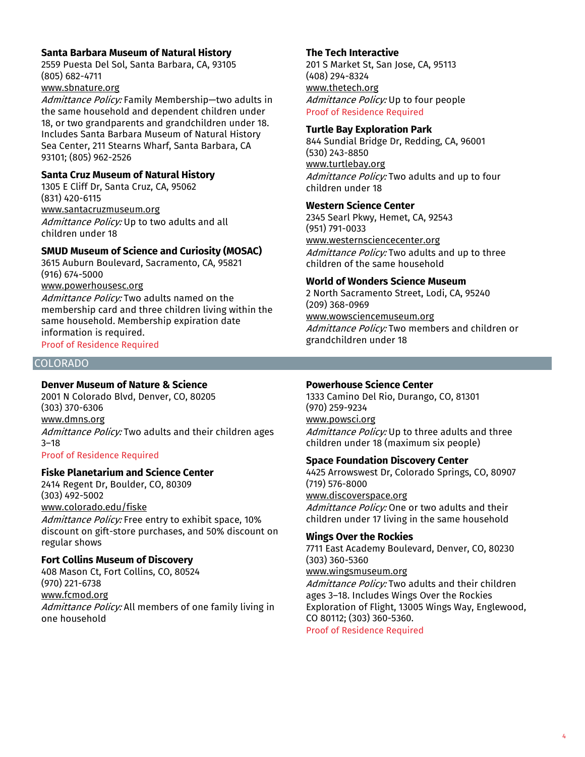### Santa Barbara Museum of Natural History

2559 Puesta Del Sol, Santa Barbara, CA, 93105
(805) 682-4711
www.sbnature.org
*Admittance Policy:* Family Membership—two adults in the same household and dependent children under 18, or two grandparents and grandchildren under 18. Includes Santa Barbara Museum of Natural History Sea Center, 211 Stearns Wharf, Santa Barbara, CA 93101; (805) 962-2526

### Santa Cruz Museum of Natural History

1305 E Cliff Dr, Santa Cruz, CA, 95062
(831) 420-6115
www.santacruzmuseum.org
*Admittance Policy:* Up to two adults and all children under 18

### SMUD Museum of Science and Curiosity (MOSAC)

3615 Auburn Boulevard, Sacramento, CA, 95821
(916) 674-5000
www.powerhousesc.org
*Admittance Policy:* Two adults named on the membership card and three children living within the same household. Membership expiration date information is required.
Proof of Residence Required

### The Tech Interactive

201 S Market St, San Jose, CA, 95113
(408) 294-8324
www.thetech.org
*Admittance Policy:* Up to four people
Proof of Residence Required

### Turtle Bay Exploration Park

844 Sundial Bridge Dr, Redding, CA, 96001
(530) 243-8850
www.turtlebay.org
*Admittance Policy:* Two adults and up to four children under 18

### Western Science Center

2345 Searl Pkwy, Hemet, CA, 92543
(951) 791-0033
www.westernsciencecenter.org
*Admittance Policy:* Two adults and up to three children of the same household

### World of Wonders Science Museum

2 North Sacramento Street, Lodi, CA, 95240
(209) 368-0969
www.wowsciencemuseum.org
*Admittance Policy:* Two members and children or grandchildren under 18

## COLORADO

### Denver Museum of Nature & Science

2001 N Colorado Blvd, Denver, CO, 80205
(303) 370-6306
www.dmns.org
*Admittance Policy:* Two adults and their children ages 3–18
Proof of Residence Required

### Fiske Planetarium and Science Center

2414 Regent Dr, Boulder, CO, 80309
(303) 492-5002
www.colorado.edu/fiske
*Admittance Policy:* Free entry to exhibit space, 10% discount on gift-store purchases, and 50% discount on regular shows

### Fort Collins Museum of Discovery

408 Mason Ct, Fort Collins, CO, 80524
(970) 221-6738
www.fcmod.org
*Admittance Policy:* All members of one family living in one household

### Powerhouse Science Center

1333 Camino Del Rio, Durango, CO, 81301
(970) 259-9234
www.powsci.org
*Admittance Policy:* Up to three adults and three children under 18 (maximum six people)

### Space Foundation Discovery Center

4425 Arrowswest Dr, Colorado Springs, CO, 80907
(719) 576-8000
www.discoverspace.org
*Admittance Policy:* One or two adults and their children under 17 living in the same household

### Wings Over the Rockies

7711 East Academy Boulevard, Denver, CO, 80230
(303) 360-5360
www.wingsmuseum.org
*Admittance Policy:* Two adults and their children ages 3–18. Includes Wings Over the Rockies Exploration of Flight, 13005 Wings Way, Englewood, CO 80112; (303) 360-5360.
Proof of Residence Required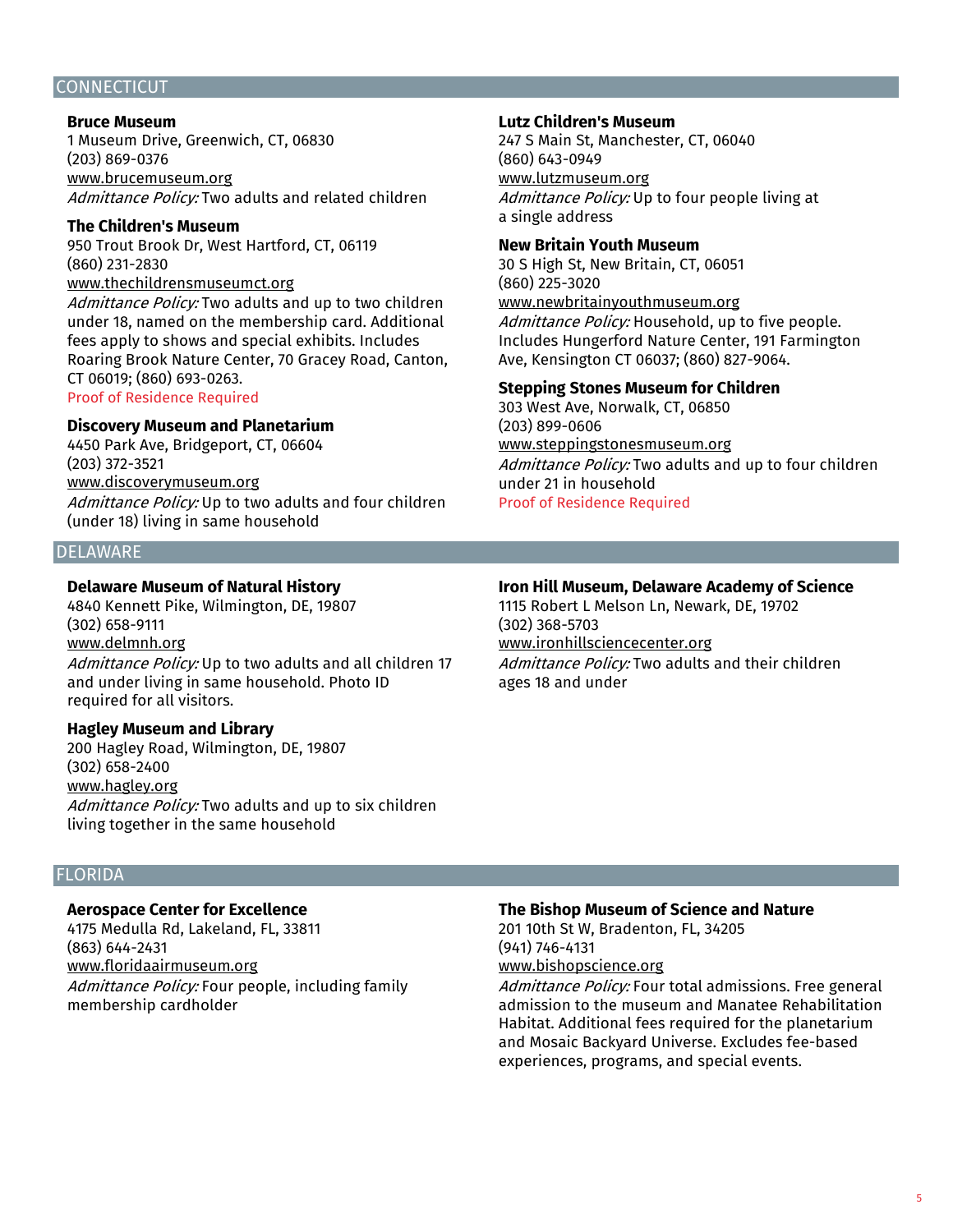## CONNECTICUT

**Bruce Museum**
1 Museum Drive, Greenwich, CT, 06830
(203) 869-0376
www.brucemuseum.org
*Admittance Policy:* Two adults and related children

**The Children's Museum**
950 Trout Brook Dr, West Hartford, CT, 06119
(860) 231-2830
www.thechildrensmuseumct.org
*Admittance Policy:* Two adults and up to two children under 18, named on the membership card. Additional fees apply to shows and special exhibits. Includes Roaring Brook Nature Center, 70 Gracey Road, Canton, CT 06019; (860) 693-0263.
Proof of Residence Required

**Discovery Museum and Planetarium**
4450 Park Ave, Bridgeport, CT, 06604
(203) 372-3521
www.discoverymuseum.org
*Admittance Policy:* Up to two adults and four children (under 18) living in same household

**Lutz Children's Museum**
247 S Main St, Manchester, CT, 06040
(860) 643-0949
www.lutzmuseum.org
*Admittance Policy:* Up to four people living at a single address

**New Britain Youth Museum**
30 S High St, New Britain, CT, 06051
(860) 225-3020
www.newbritainyouthmuseum.org
*Admittance Policy:* Household, up to five people. Includes Hungerford Nature Center, 191 Farmington Ave, Kensington CT 06037; (860) 827-9064.

**Stepping Stones Museum for Children**
303 West Ave, Norwalk, CT, 06850
(203) 899-0606
www.steppingstonesmuseum.org
*Admittance Policy:* Two adults and up to four children under 21 in household
Proof of Residence Required

## DELAWARE

**Delaware Museum of Natural History**
4840 Kennett Pike, Wilmington, DE, 19807
(302) 658-9111
www.delmnh.org
*Admittance Policy:* Up to two adults and all children 17 and under living in same household. Photo ID required for all visitors.

**Hagley Museum and Library**
200 Hagley Road, Wilmington, DE, 19807
(302) 658-2400
www.hagley.org
*Admittance Policy:* Two adults and up to six children living together in the same household

**Iron Hill Museum, Delaware Academy of Science**
1115 Robert L Melson Ln, Newark, DE, 19702
(302) 368-5703
www.ironhillsciencecenter.org
*Admittance Policy:* Two adults and their children ages 18 and under

## FLORIDA

**Aerospace Center for Excellence**
4175 Medulla Rd, Lakeland, FL, 33811
(863) 644-2431
www.floridaairmuseum.org
*Admittance Policy:* Four people, including family membership cardholder

**The Bishop Museum of Science and Nature**
201 10th St W, Bradenton, FL, 34205
(941) 746-4131
www.bishopscience.org
*Admittance Policy:* Four total admissions. Free general admission to the museum and Manatee Rehabilitation Habitat. Additional fees required for the planetarium and Mosaic Backyard Universe. Excludes fee-based experiences, programs, and special events.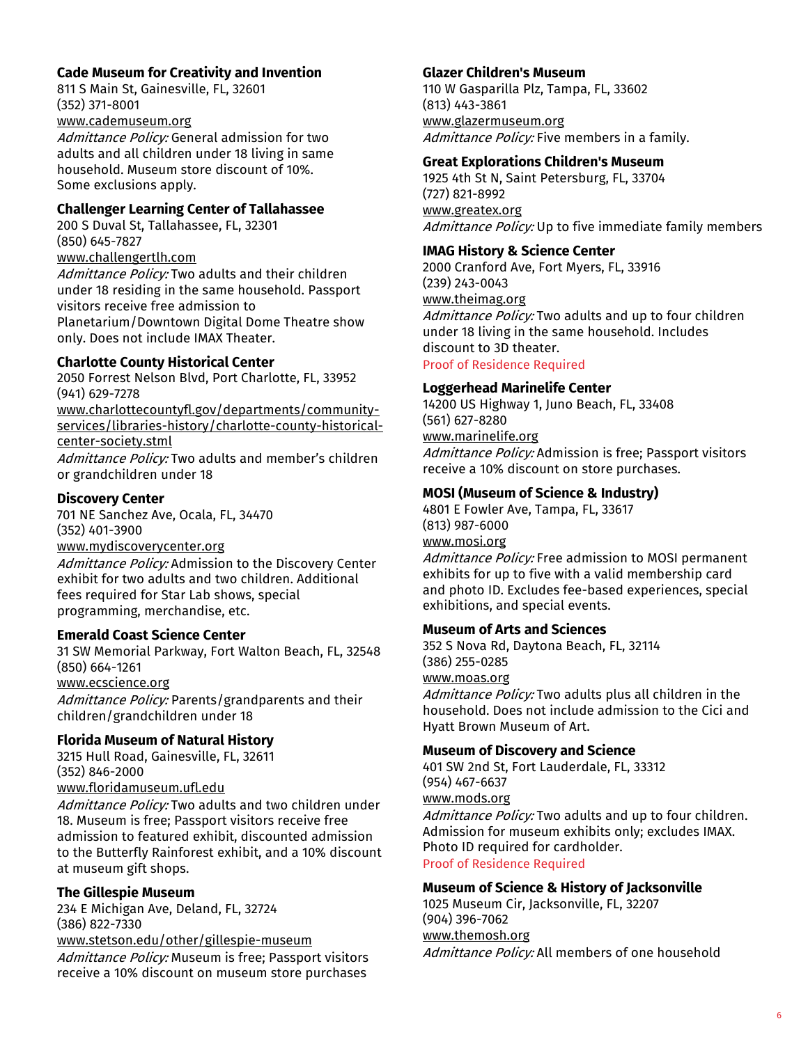### Cade Museum for Creativity and Invention

811 S Main St, Gainesville, FL, 32601
(352) 371-8001
www.cademuseum.org
*Admittance Policy:* General admission for two adults and all children under 18 living in same household. Museum store discount of 10%. Some exclusions apply.

### Challenger Learning Center of Tallahassee

200 S Duval St, Tallahassee, FL, 32301
(850) 645-7827
www.challengertlh.com
*Admittance Policy:* Two adults and their children under 18 residing in the same household. Passport visitors receive free admission to Planetarium/Downtown Digital Dome Theatre show only. Does not include IMAX Theater.

### Charlotte County Historical Center

2050 Forrest Nelson Blvd, Port Charlotte, FL, 33952
(941) 629-7278
www.charlottecountyfl.gov/departments/community-services/libraries-history/charlotte-county-historical-center-society.stml
*Admittance Policy:* Two adults and member's children or grandchildren under 18

### Discovery Center

701 NE Sanchez Ave, Ocala, FL, 34470
(352) 401-3900
www.mydiscoverycenter.org
*Admittance Policy:* Admission to the Discovery Center exhibit for two adults and two children. Additional fees required for Star Lab shows, special programming, merchandise, etc.

### Emerald Coast Science Center

31 SW Memorial Parkway, Fort Walton Beach, FL, 32548
(850) 664-1261
www.ecscience.org
*Admittance Policy:* Parents/grandparents and their children/grandchildren under 18

### Florida Museum of Natural History

3215 Hull Road, Gainesville, FL, 32611
(352) 846-2000
www.floridamuseum.ufl.edu
*Admittance Policy:* Two adults and two children under 18. Museum is free; Passport visitors receive free admission to featured exhibit, discounted admission to the Butterfly Rainforest exhibit, and a 10% discount at museum gift shops.

### The Gillespie Museum

234 E Michigan Ave, Deland, FL, 32724
(386) 822-7330
www.stetson.edu/other/gillespie-museum
*Admittance Policy:* Museum is free; Passport visitors receive a 10% discount on museum store purchases

### Glazer Children's Museum

110 W Gasparilla Plz, Tampa, FL, 33602
(813) 443-3861
www.glazermuseum.org
*Admittance Policy:* Five members in a family.

### Great Explorations Children's Museum

1925 4th St N, Saint Petersburg, FL, 33704
(727) 821-8992
www.greatex.org
*Admittance Policy:* Up to five immediate family members

### IMAG History & Science Center

2000 Cranford Ave, Fort Myers, FL, 33916
(239) 243-0043
www.theimag.org
*Admittance Policy:* Two adults and up to four children under 18 living in the same household. Includes discount to 3D theater.
Proof of Residence Required

### Loggerhead Marinelife Center

14200 US Highway 1, Juno Beach, FL, 33408
(561) 627-8280
www.marinelife.org
*Admittance Policy:* Admission is free; Passport visitors receive a 10% discount on store purchases.

### MOSI (Museum of Science & Industry)

4801 E Fowler Ave, Tampa, FL, 33617
(813) 987-6000
www.mosi.org
*Admittance Policy:* Free admission to MOSI permanent exhibits for up to five with a valid membership card and photo ID. Excludes fee-based experiences, special exhibitions, and special events.

### Museum of Arts and Sciences

352 S Nova Rd, Daytona Beach, FL, 32114
(386) 255-0285
www.moas.org
*Admittance Policy:* Two adults plus all children in the household. Does not include admission to the Cici and Hyatt Brown Museum of Art.

### Museum of Discovery and Science

401 SW 2nd St, Fort Lauderdale, FL, 33312
(954) 467-6637
www.mods.org
*Admittance Policy:* Two adults and up to four children. Admission for museum exhibits only; excludes IMAX. Photo ID required for cardholder.
Proof of Residence Required

### Museum of Science & History of Jacksonville

1025 Museum Cir, Jacksonville, FL, 32207
(904) 396-7062
www.themosh.org
*Admittance Policy:* All members of one household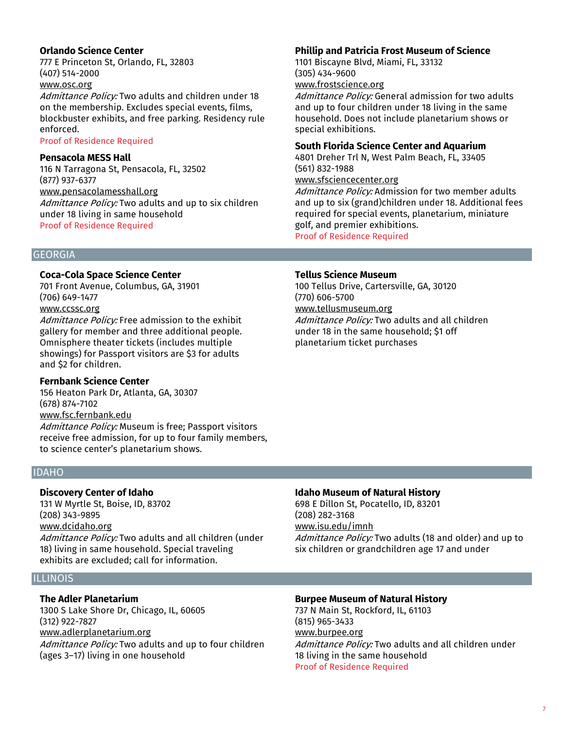**Orlando Science Center**
777 E Princeton St, Orlando, FL, 32803
(407) 514-2000
www.osc.org
*Admittance Policy:* Two adults and children under 18 on the membership. Excludes special events, films, blockbuster exhibits, and free parking. Residency rule enforced.
Proof of Residence Required

**Pensacola MESS Hall**
116 N Tarragona St, Pensacola, FL, 32502
(877) 937-6377
www.pensacolamesshall.org
*Admittance Policy:* Two adults and up to six children under 18 living in same household
Proof of Residence Required

**Phillip and Patricia Frost Museum of Science**
1101 Biscayne Blvd, Miami, FL, 33132
(305) 434-9600
www.frostscience.org
*Admittance Policy:* General admission for two adults and up to four children under 18 living in the same household. Does not include planetarium shows or special exhibitions.

**South Florida Science Center and Aquarium**
4801 Dreher Trl N, West Palm Beach, FL, 33405
(561) 832-1988
www.sfsciencecenter.org
*Admittance Policy:* Admission for two member adults and up to six (grand)children under 18. Additional fees required for special events, planetarium, miniature golf, and premier exhibitions.
Proof of Residence Required

## GEORGIA

**Coca-Cola Space Science Center**
701 Front Avenue, Columbus, GA, 31901
(706) 649-1477
www.ccssc.org
*Admittance Policy:* Free admission to the exhibit gallery for member and three additional people. Omnisphere theater tickets (includes multiple showings) for Passport visitors are $3 for adults and $2 for children.

**Fernbank Science Center**
156 Heaton Park Dr, Atlanta, GA, 30307
(678) 874-7102
www.fsc.fernbank.edu
*Admittance Policy:* Museum is free; Passport visitors receive free admission, for up to four family members, to science center's planetarium shows.

**Tellus Science Museum**
100 Tellus Drive, Cartersville, GA, 30120
(770) 606-5700
www.tellusmuseum.org
*Admittance Policy:* Two adults and all children under 18 in the same household; $1 off planetarium ticket purchases

## IDAHO

**Discovery Center of Idaho**
131 W Myrtle St, Boise, ID, 83702
(208) 343-9895
www.dcidaho.org
*Admittance Policy:* Two adults and all children (under 18) living in same household. Special traveling exhibits are excluded; call for information.

**Idaho Museum of Natural History**
698 E Dillon St, Pocatello, ID, 83201
(208) 282-3168
www.isu.edu/imnh
*Admittance Policy:* Two adults (18 and older) and up to six children or grandchildren age 17 and under

## ILLINOIS

**The Adler Planetarium**
1300 S Lake Shore Dr, Chicago, IL, 60605
(312) 922-7827
www.adlerplanetarium.org
*Admittance Policy:* Two adults and up to four children (ages 3–17) living in one household

**Burpee Museum of Natural History**
737 N Main St, Rockford, IL, 61103
(815) 965-3433
www.burpee.org
*Admittance Policy:* Two adults and all children under 18 living in the same household
Proof of Residence Required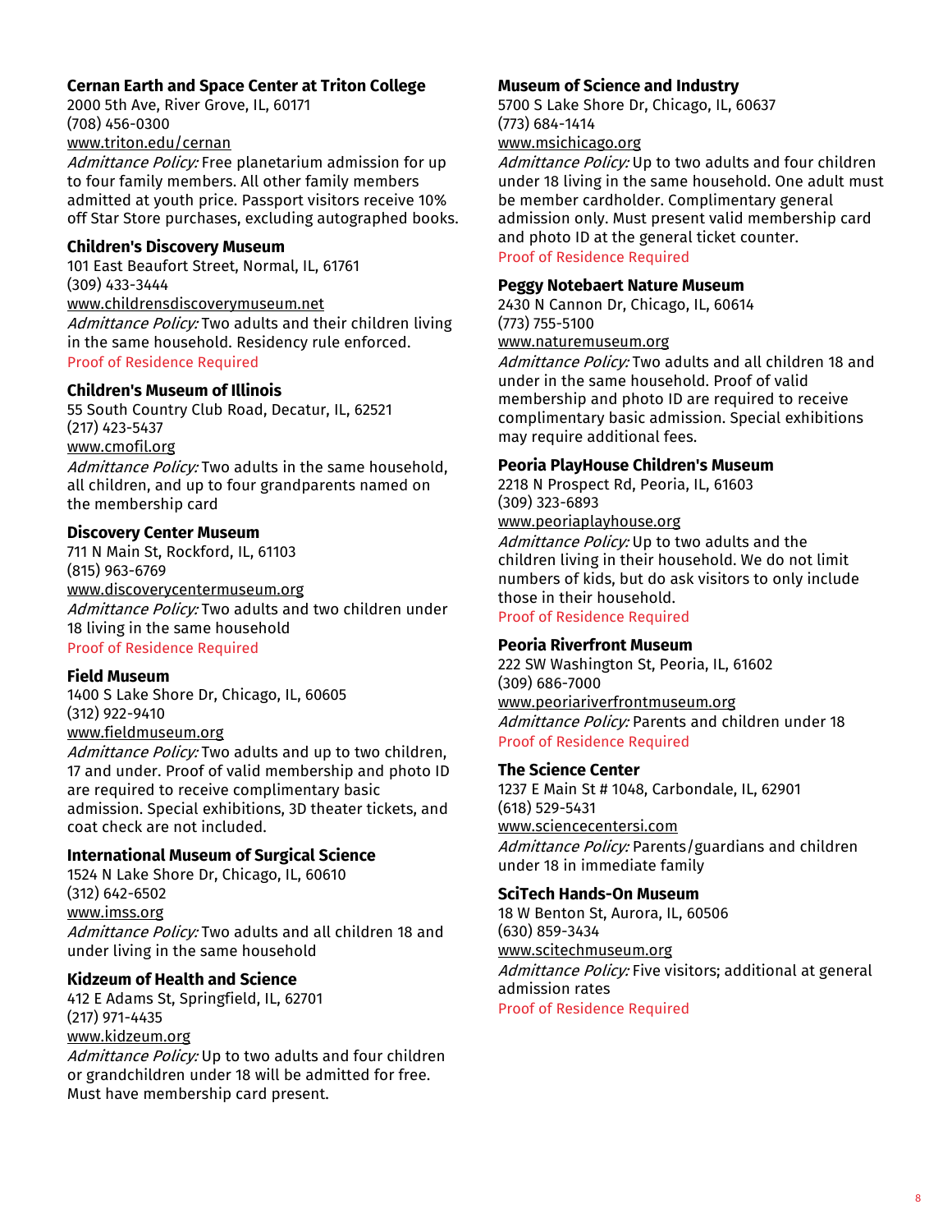### Cernan Earth and Space Center at Triton College

2000 5th Ave, River Grove, IL, 60171
(708) 456-0300
www.triton.edu/cernan
*Admittance Policy:* Free planetarium admission for up to four family members. All other family members admitted at youth price. Passport visitors receive 10% off Star Store purchases, excluding autographed books.

### Children's Discovery Museum

101 East Beaufort Street, Normal, IL, 61761
(309) 433-3444
www.childrensdiscoverymuseum.net
*Admittance Policy:* Two adults and their children living in the same household. Residency rule enforced.
Proof of Residence Required

### Children's Museum of Illinois

55 South Country Club Road, Decatur, IL, 62521
(217) 423-5437
www.cmofil.org
*Admittance Policy:* Two adults in the same household, all children, and up to four grandparents named on the membership card

### Discovery Center Museum

711 N Main St, Rockford, IL, 61103
(815) 963-6769
www.discoverycentermuseum.org
*Admittance Policy:* Two adults and two children under 18 living in the same household
Proof of Residence Required

### Field Museum

1400 S Lake Shore Dr, Chicago, IL, 60605
(312) 922-9410
www.fieldmuseum.org
*Admittance Policy:* Two adults and up to two children, 17 and under. Proof of valid membership and photo ID are required to receive complimentary basic admission. Special exhibitions, 3D theater tickets, and coat check are not included.

### International Museum of Surgical Science

1524 N Lake Shore Dr, Chicago, IL, 60610
(312) 642-6502
www.imss.org
*Admittance Policy:* Two adults and all children 18 and under living in the same household

### Kidzeum of Health and Science

412 E Adams St, Springfield, IL, 62701
(217) 971-4435
www.kidzeum.org
*Admittance Policy:* Up to two adults and four children or grandchildren under 18 will be admitted for free. Must have membership card present.

### Museum of Science and Industry

5700 S Lake Shore Dr, Chicago, IL, 60637
(773) 684-1414
www.msichicago.org
*Admittance Policy:* Up to two adults and four children under 18 living in the same household. One adult must be member cardholder. Complimentary general admission only. Must present valid membership card and photo ID at the general ticket counter.
Proof of Residence Required

### Peggy Notebaert Nature Museum

2430 N Cannon Dr, Chicago, IL, 60614
(773) 755-5100
www.naturemuseum.org
*Admittance Policy:* Two adults and all children 18 and under in the same household. Proof of valid membership and photo ID are required to receive complimentary basic admission. Special exhibitions may require additional fees.

### Peoria PlayHouse Children's Museum

2218 N Prospect Rd, Peoria, IL, 61603
(309) 323-6893
www.peoriaplayhouse.org
*Admittance Policy:* Up to two adults and the children living in their household. We do not limit numbers of kids, but do ask visitors to only include those in their household.
Proof of Residence Required

### Peoria Riverfront Museum

222 SW Washington St, Peoria, IL, 61602
(309) 686-7000
www.peoriariverfrontmuseum.org
*Admittance Policy:* Parents and children under 18
Proof of Residence Required

### The Science Center

1237 E Main St # 1048, Carbondale, IL, 62901
(618) 529-5431
www.sciencecentersi.com
*Admittance Policy:* Parents/guardians and children under 18 in immediate family

### SciTech Hands-On Museum

18 W Benton St, Aurora, IL, 60506
(630) 859-3434
www.scitechmuseum.org
*Admittance Policy:* Five visitors; additional at general admission rates
Proof of Residence Required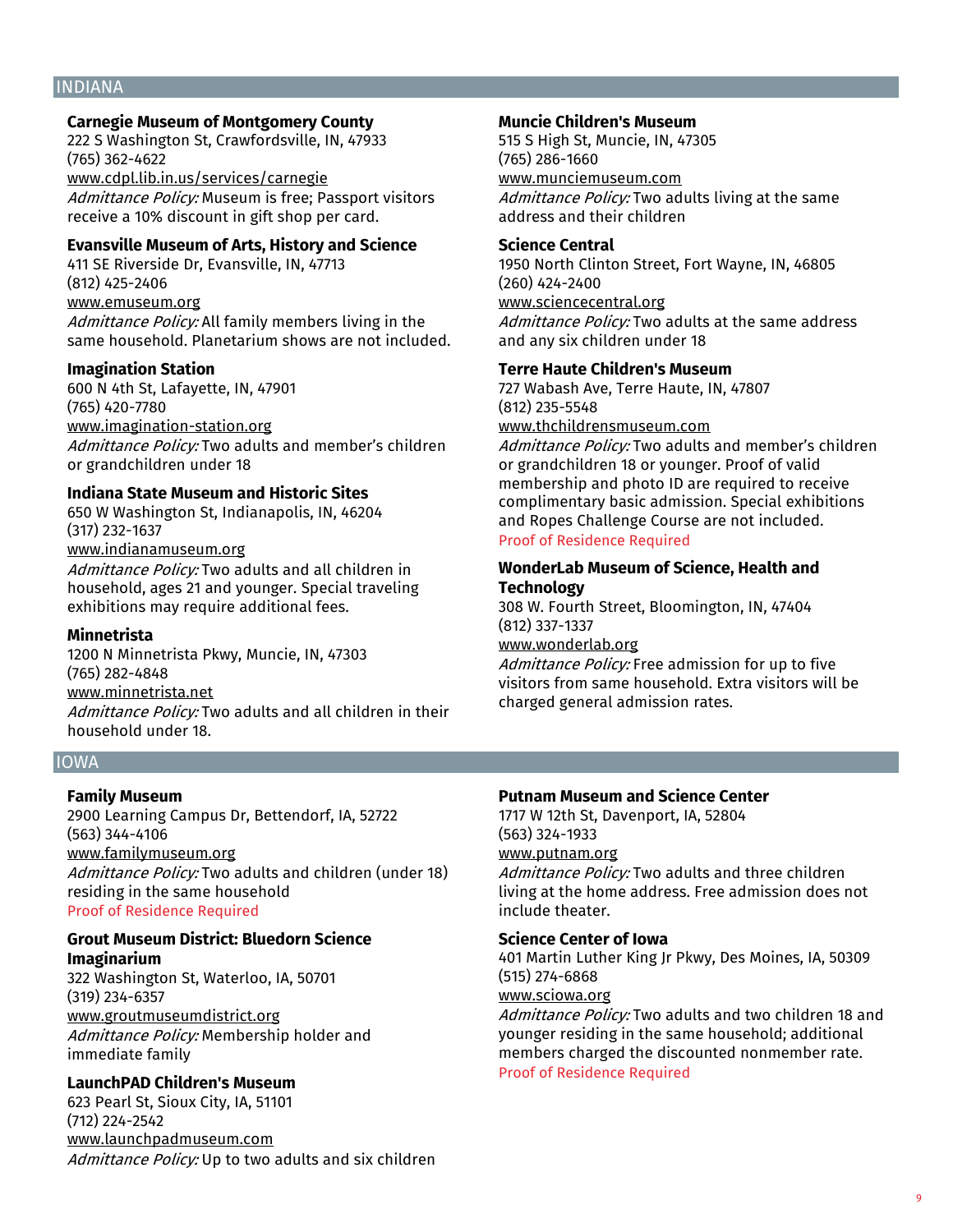## INDIANA

### Carnegie Museum of Montgomery County
222 S Washington St, Crawfordsville, IN, 47933
(765) 362-4622
www.cdpl.lib.in.us/services/carnegie
*Admittance Policy:* Museum is free; Passport visitors receive a 10% discount in gift shop per card.

### Evansville Museum of Arts, History and Science
411 SE Riverside Dr, Evansville, IN, 47713
(812) 425-2406
www.emuseum.org
*Admittance Policy:* All family members living in the same household. Planetarium shows are not included.

### Imagination Station
600 N 4th St, Lafayette, IN, 47901
(765) 420-7780
www.imagination-station.org
*Admittance Policy:* Two adults and member's children or grandchildren under 18

### Indiana State Museum and Historic Sites
650 W Washington St, Indianapolis, IN, 46204
(317) 232-1637
www.indianamuseum.org
*Admittance Policy:* Two adults and all children in household, ages 21 and younger. Special traveling exhibitions may require additional fees.

### Minnetrista
1200 N Minnetrista Pkwy, Muncie, IN, 47303
(765) 282-4848
www.minnetrista.net
*Admittance Policy:* Two adults and all children in their household under 18.

### Muncie Children's Museum
515 S High St, Muncie, IN, 47305
(765) 286-1660
www.munciemuseum.com
*Admittance Policy:* Two adults living at the same address and their children

### Science Central
1950 North Clinton Street, Fort Wayne, IN, 46805
(260) 424-2400
www.sciencecentral.org
*Admittance Policy:* Two adults at the same address and any six children under 18

### Terre Haute Children's Museum
727 Wabash Ave, Terre Haute, IN, 47807
(812) 235-5548
www.thchildrensmuseum.com
*Admittance Policy:* Two adults and member's children or grandchildren 18 or younger. Proof of valid membership and photo ID are required to receive complimentary basic admission. Special exhibitions and Ropes Challenge Course are not included.
Proof of Residence Required

### WonderLab Museum of Science, Health and Technology
308 W. Fourth Street, Bloomington, IN, 47404
(812) 337-1337
www.wonderlab.org
*Admittance Policy:* Free admission for up to five visitors from same household. Extra visitors will be charged general admission rates.

## IOWA

### Family Museum
2900 Learning Campus Dr, Bettendorf, IA, 52722
(563) 344-4106
www.familymuseum.org
*Admittance Policy:* Two adults and children (under 18) residing in the same household
Proof of Residence Required

### Grout Museum District: Bluedorn Science Imaginarium
322 Washington St, Waterloo, IA, 50701
(319) 234-6357
www.groutmuseumdistrict.org
*Admittance Policy:* Membership holder and immediate family

### LaunchPAD Children's Museum
623 Pearl St, Sioux City, IA, 51101
(712) 224-2542
www.launchpadmuseum.com
*Admittance Policy:* Up to two adults and six children

### Putnam Museum and Science Center
1717 W 12th St, Davenport, IA, 52804
(563) 324-1933
www.putnam.org
*Admittance Policy:* Two adults and three children living at the home address. Free admission does not include theater.

### Science Center of Iowa
401 Martin Luther King Jr Pkwy, Des Moines, IA, 50309
(515) 274-6868
www.sciowa.org
*Admittance Policy:* Two adults and two children 18 and younger residing in the same household; additional members charged the discounted nonmember rate.
Proof of Residence Required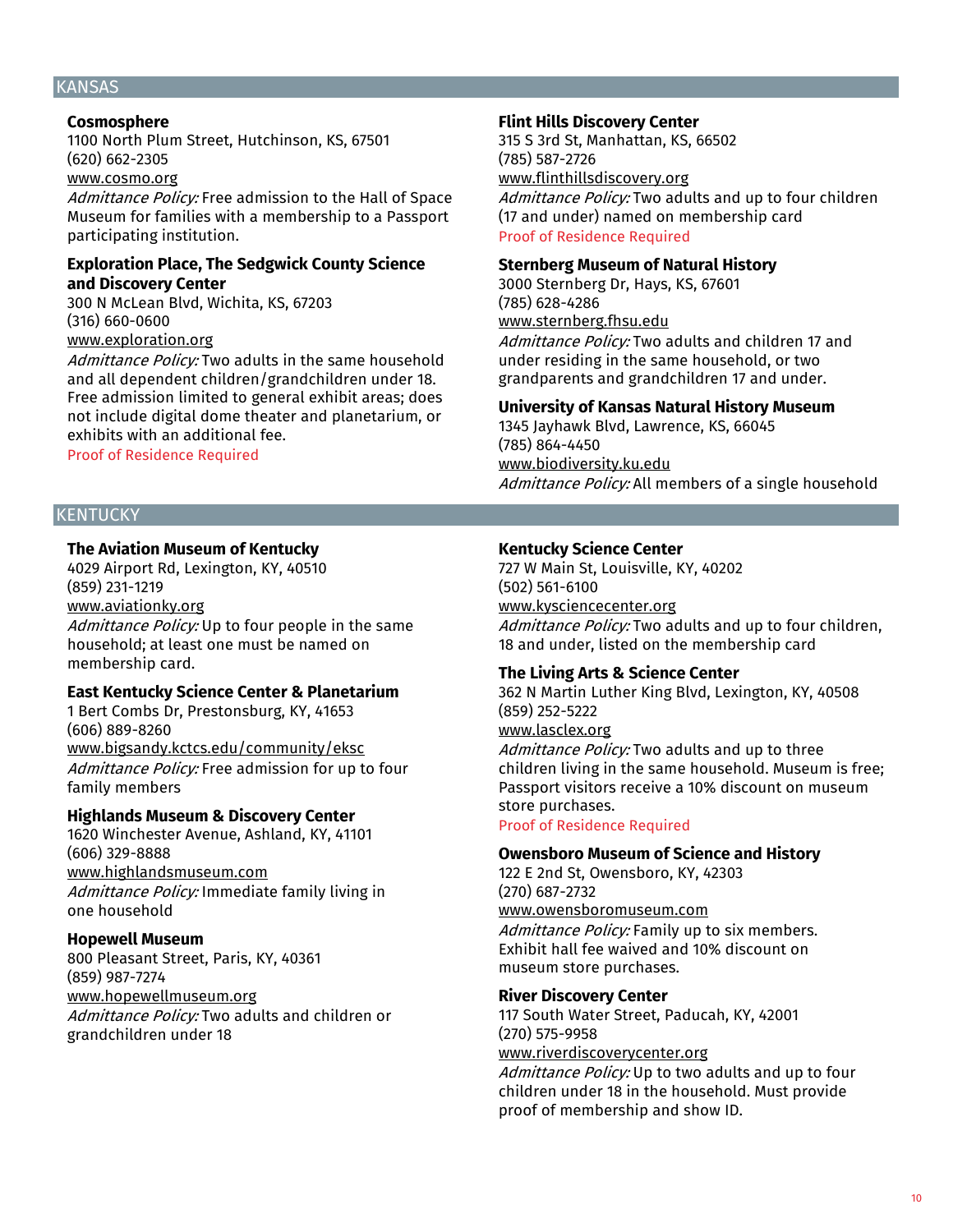## KANSAS

### Cosmosphere
1100 North Plum Street, Hutchinson, KS, 67501
(620) 662-2305
www.cosmo.org
*Admittance Policy:* Free admission to the Hall of Space Museum for families with a membership to a Passport participating institution.

### Exploration Place, The Sedgwick County Science and Discovery Center
300 N McLean Blvd, Wichita, KS, 67203
(316) 660-0600
www.exploration.org
*Admittance Policy:* Two adults in the same household and all dependent children/grandchildren under 18. Free admission limited to general exhibit areas; does not include digital dome theater and planetarium, or exhibits with an additional fee.
Proof of Residence Required

### Flint Hills Discovery Center
315 S 3rd St, Manhattan, KS, 66502
(785) 587-2726
www.flinthillsdiscovery.org
*Admittance Policy:* Two adults and up to four children (17 and under) named on membership card
Proof of Residence Required

### Sternberg Museum of Natural History
3000 Sternberg Dr, Hays, KS, 67601
(785) 628-4286
www.sternberg.fhsu.edu
*Admittance Policy:* Two adults and children 17 and under residing in the same household, or two grandparents and grandchildren 17 and under.

### University of Kansas Natural History Museum
1345 Jayhawk Blvd, Lawrence, KS, 66045
(785) 864-4450
www.biodiversity.ku.edu
*Admittance Policy:* All members of a single household

## KENTUCKY

### The Aviation Museum of Kentucky
4029 Airport Rd, Lexington, KY, 40510
(859) 231-1219
www.aviationky.org
*Admittance Policy:* Up to four people in the same household; at least one must be named on membership card.

### East Kentucky Science Center & Planetarium
1 Bert Combs Dr, Prestonsburg, KY, 41653
(606) 889-8260
www.bigsandy.kctcs.edu/community/eksc
*Admittance Policy:* Free admission for up to four family members

### Highlands Museum & Discovery Center
1620 Winchester Avenue, Ashland, KY, 41101
(606) 329-8888
www.highlandsmuseum.com
*Admittance Policy:* Immediate family living in one household

### Hopewell Museum
800 Pleasant Street, Paris, KY, 40361
(859) 987-7274
www.hopewellmuseum.org
*Admittance Policy:* Two adults and children or grandchildren under 18

### Kentucky Science Center
727 W Main St, Louisville, KY, 40202
(502) 561-6100
www.kysciencecenter.org
*Admittance Policy:* Two adults and up to four children, 18 and under, listed on the membership card

### The Living Arts & Science Center
362 N Martin Luther King Blvd, Lexington, KY, 40508
(859) 252-5222
www.lasclex.org
*Admittance Policy:* Two adults and up to three children living in the same household. Museum is free; Passport visitors receive a 10% discount on museum store purchases.
Proof of Residence Required

### Owensboro Museum of Science and History
122 E 2nd St, Owensboro, KY, 42303
(270) 687-2732
www.owensboromuseum.com
*Admittance Policy:* Family up to six members. Exhibit hall fee waived and 10% discount on museum store purchases.

### River Discovery Center
117 South Water Street, Paducah, KY, 42001
(270) 575-9958
www.riverdiscoverycenter.org
*Admittance Policy:* Up to two adults and up to four children under 18 in the household. Must provide proof of membership and show ID.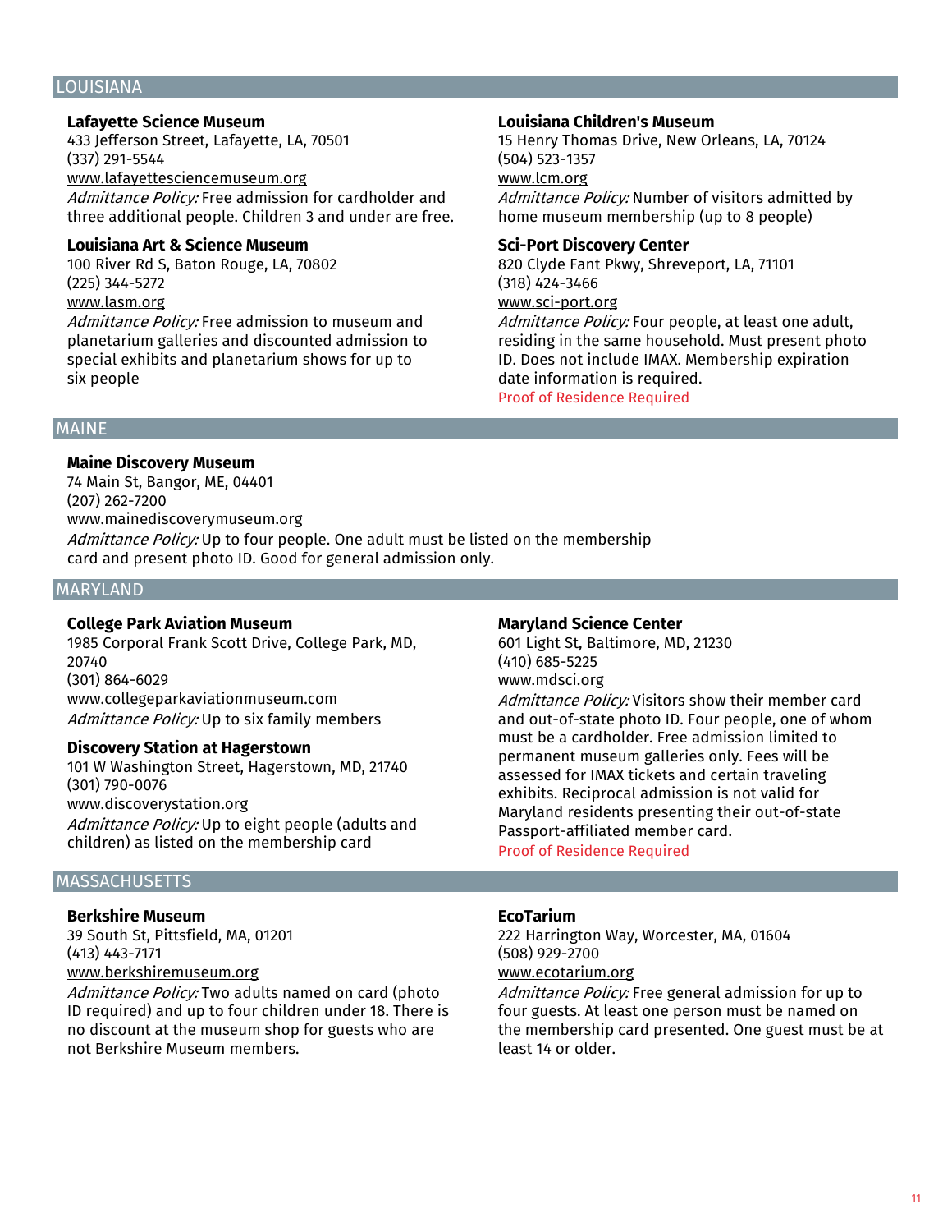## LOUISIANA

### Lafayette Science Museum
433 Jefferson Street, Lafayette, LA, 70501
(337) 291-5544
www.lafayettesciencemuseum.org
*Admittance Policy:* Free admission for cardholder and three additional people. Children 3 and under are free.

### Louisiana Art & Science Museum
100 River Rd S, Baton Rouge, LA, 70802
(225) 344-5272
www.lasm.org
*Admittance Policy:* Free admission to museum and planetarium galleries and discounted admission to special exhibits and planetarium shows for up to six people

### Louisiana Children's Museum
15 Henry Thomas Drive, New Orleans, LA, 70124
(504) 523-1357
www.lcm.org
*Admittance Policy:* Number of visitors admitted by home museum membership (up to 8 people)

### Sci-Port Discovery Center
820 Clyde Fant Pkwy, Shreveport, LA, 71101
(318) 424-3466
www.sci-port.org
*Admittance Policy:* Four people, at least one adult, residing in the same household. Must present photo ID. Does not include IMAX. Membership expiration date information is required.
Proof of Residence Required

## MAINE

### Maine Discovery Museum
74 Main St, Bangor, ME, 04401
(207) 262-7200
www.mainediscoverymuseum.org
*Admittance Policy:* Up to four people. One adult must be listed on the membership card and present photo ID. Good for general admission only.

## MARYLAND

### College Park Aviation Museum
1985 Corporal Frank Scott Drive, College Park, MD, 20740
(301) 864-6029
www.collegeparkaviationmuseum.com
*Admittance Policy:* Up to six family members

### Discovery Station at Hagerstown
101 W Washington Street, Hagerstown, MD, 21740
(301) 790-0076
www.discoverystation.org
*Admittance Policy:* Up to eight people (adults and children) as listed on the membership card

### Maryland Science Center
601 Light St, Baltimore, MD, 21230
(410) 685-5225
www.mdsci.org
*Admittance Policy:* Visitors show their member card and out-of-state photo ID. Four people, one of whom must be a cardholder. Free admission limited to permanent museum galleries only. Fees will be assessed for IMAX tickets and certain traveling exhibits. Reciprocal admission is not valid for Maryland residents presenting their out-of-state Passport-affiliated member card.
Proof of Residence Required

## MASSACHUSETTS

### Berkshire Museum
39 South St, Pittsfield, MA, 01201
(413) 443-7171
www.berkshiremuseum.org
*Admittance Policy:* Two adults named on card (photo ID required) and up to four children under 18. There is no discount at the museum shop for guests who are not Berkshire Museum members.

### EcoTarium
222 Harrington Way, Worcester, MA, 01604
(508) 929-2700
www.ecotarium.org
*Admittance Policy:* Free general admission for up to four guests. At least one person must be named on the membership card presented. One guest must be at least 14 or older.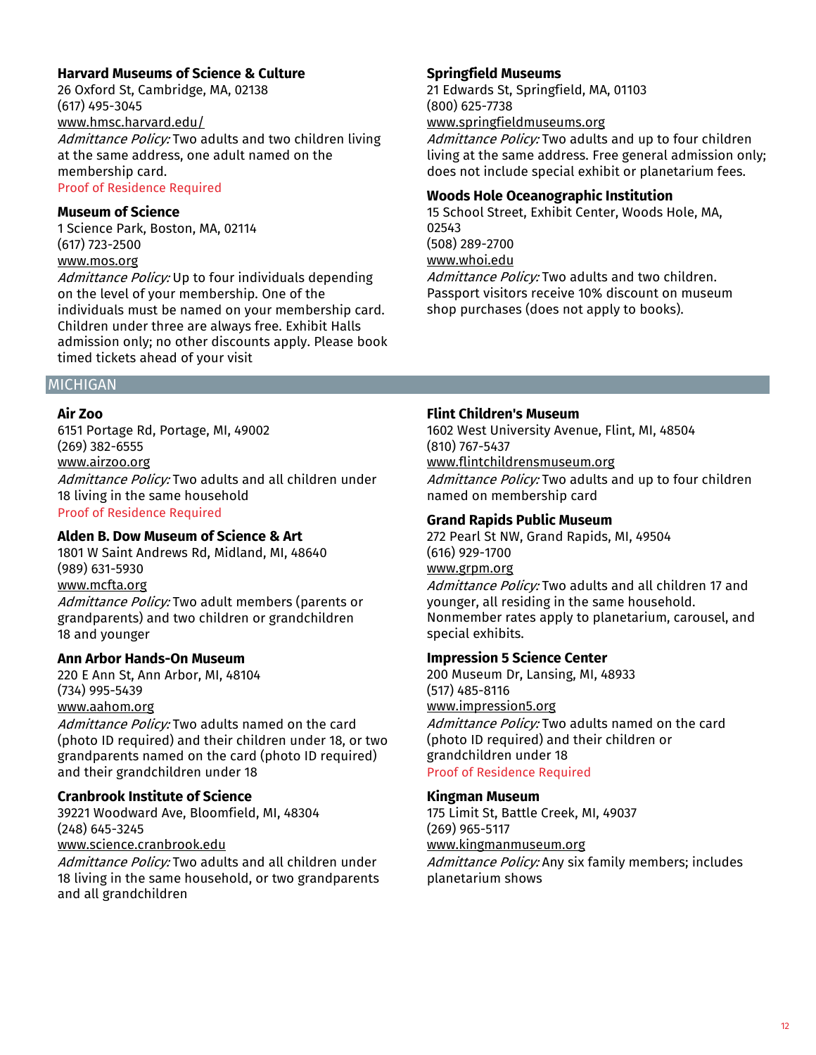### Harvard Museums of Science & Culture

26 Oxford St, Cambridge, MA, 02138
(617) 495-3045
www.hmsc.harvard.edu/
*Admittance Policy:* Two adults and two children living at the same address, one adult named on the membership card.
Proof of Residence Required

### Museum of Science

1 Science Park, Boston, MA, 02114
(617) 723-2500
www.mos.org
*Admittance Policy:* Up to four individuals depending on the level of your membership. One of the individuals must be named on your membership card. Children under three are always free. Exhibit Halls admission only; no other discounts apply. Please book timed tickets ahead of your visit

### Springfield Museums

21 Edwards St, Springfield, MA, 01103
(800) 625-7738
www.springfieldmuseums.org
*Admittance Policy:* Two adults and up to four children living at the same address. Free general admission only; does not include special exhibit or planetarium fees.

### Woods Hole Oceanographic Institution

15 School Street, Exhibit Center, Woods Hole, MA, 02543
(508) 289-2700
www.whoi.edu
*Admittance Policy:* Two adults and two children. Passport visitors receive 10% discount on museum shop purchases (does not apply to books).

## MICHIGAN

### Air Zoo

6151 Portage Rd, Portage, MI, 49002
(269) 382-6555
www.airzoo.org
*Admittance Policy:* Two adults and all children under 18 living in the same household
Proof of Residence Required

### Alden B. Dow Museum of Science & Art

1801 W Saint Andrews Rd, Midland, MI, 48640
(989) 631-5930
www.mcfta.org
*Admittance Policy:* Two adult members (parents or grandparents) and two children or grandchildren 18 and younger

### Ann Arbor Hands-On Museum

220 E Ann St, Ann Arbor, MI, 48104
(734) 995-5439
www.aahom.org
*Admittance Policy:* Two adults named on the card (photo ID required) and their children under 18, or two grandparents named on the card (photo ID required) and their grandchildren under 18

### Cranbrook Institute of Science

39221 Woodward Ave, Bloomfield, MI, 48304
(248) 645-3245
www.science.cranbrook.edu
*Admittance Policy:* Two adults and all children under 18 living in the same household, or two grandparents and all grandchildren

### Flint Children's Museum

1602 West University Avenue, Flint, MI, 48504
(810) 767-5437
www.flintchildrensmuseum.org
*Admittance Policy:* Two adults and up to four children named on membership card

### Grand Rapids Public Museum

272 Pearl St NW, Grand Rapids, MI, 49504
(616) 929-1700
www.grpm.org
*Admittance Policy:* Two adults and all children 17 and younger, all residing in the same household. Nonmember rates apply to planetarium, carousel, and special exhibits.

### Impression 5 Science Center

200 Museum Dr, Lansing, MI, 48933
(517) 485-8116
www.impression5.org
*Admittance Policy:* Two adults named on the card (photo ID required) and their children or grandchildren under 18
Proof of Residence Required

### Kingman Museum

175 Limit St, Battle Creek, MI, 49037
(269) 965-5117
www.kingmanmuseum.org
*Admittance Policy:* Any six family members; includes planetarium shows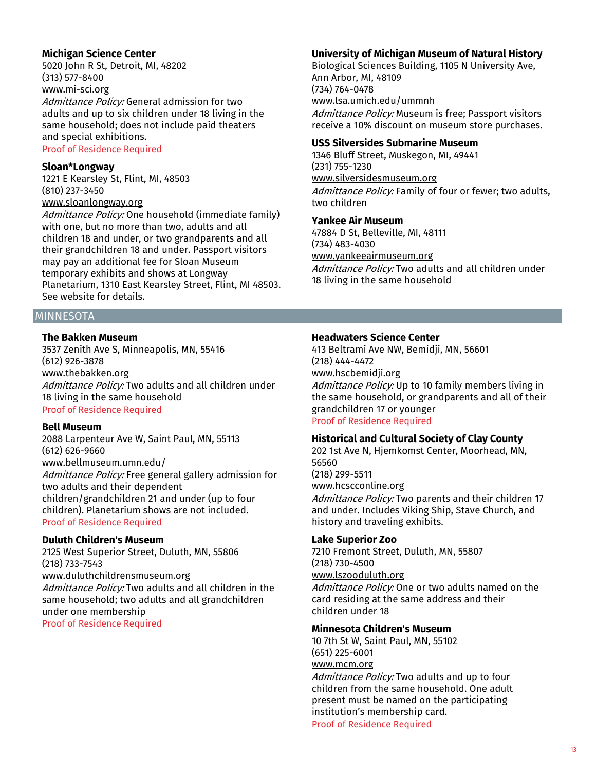### Michigan Science Center
5020 John R St, Detroit, MI, 48202
(313) 577-8400
www.mi-sci.org
*Admittance Policy:* General admission for two adults and up to six children under 18 living in the same household; does not include paid theaters and special exhibitions.
Proof of Residence Required

### Sloan*Longway
1221 E Kearsley St, Flint, MI, 48503
(810) 237-3450
www.sloanlongway.org
*Admittance Policy:* One household (immediate family) with one, but no more than two, adults and all children 18 and under, or two grandparents and all their grandchildren 18 and under. Passport visitors may pay an additional fee for Sloan Museum temporary exhibits and shows at Longway Planetarium, 1310 East Kearsley Street, Flint, MI 48503. See website for details.

### University of Michigan Museum of Natural History
Biological Sciences Building, 1105 N University Ave, Ann Arbor, MI, 48109
(734) 764-0478
www.lsa.umich.edu/ummnh
*Admittance Policy:* Museum is free; Passport visitors receive a 10% discount on museum store purchases.

### USS Silversides Submarine Museum
1346 Bluff Street, Muskegon, MI, 49441
(231) 755-1230
www.silversidesmuseum.org
*Admittance Policy:* Family of four or fewer; two adults, two children

### Yankee Air Museum
47884 D St, Belleville, MI, 48111
(734) 483-4030
www.yankeeairmuseum.org
*Admittance Policy:* Two adults and all children under 18 living in the same household

## MINNESOTA

### The Bakken Museum
3537 Zenith Ave S, Minneapolis, MN, 55416
(612) 926-3878
www.thebakken.org
*Admittance Policy:* Two adults and all children under 18 living in the same household
Proof of Residence Required

### Bell Museum
2088 Larpenteur Ave W, Saint Paul, MN, 55113
(612) 626-9660
www.bellmuseum.umn.edu/
*Admittance Policy:* Free general gallery admission for two adults and their dependent children/grandchildren 21 and under (up to four children). Planetarium shows are not included.
Proof of Residence Required

### Duluth Children's Museum
2125 West Superior Street, Duluth, MN, 55806
(218) 733-7543
www.duluthchildrensmuseum.org
*Admittance Policy:* Two adults and all children in the same household; two adults and all grandchildren under one membership
Proof of Residence Required

### Headwaters Science Center
413 Beltrami Ave NW, Bemidji, MN, 56601
(218) 444-4472
www.hscbemidji.org
*Admittance Policy:* Up to 10 family members living in the same household, or grandparents and all of their grandchildren 17 or younger
Proof of Residence Required

### Historical and Cultural Society of Clay County
202 1st Ave N, Hjemkomst Center, Moorhead, MN, 56560
(218) 299-5511
www.hcscconline.org
*Admittance Policy:* Two parents and their children 17 and under. Includes Viking Ship, Stave Church, and history and traveling exhibits.

### Lake Superior Zoo
7210 Fremont Street, Duluth, MN, 55807
(218) 730-4500
www.lszooduluth.org
*Admittance Policy:* One or two adults named on the card residing at the same address and their children under 18

### Minnesota Children's Museum
10 7th St W, Saint Paul, MN, 55102
(651) 225-6001
www.mcm.org
*Admittance Policy:* Two adults and up to four children from the same household. One adult present must be named on the participating institution's membership card.
Proof of Residence Required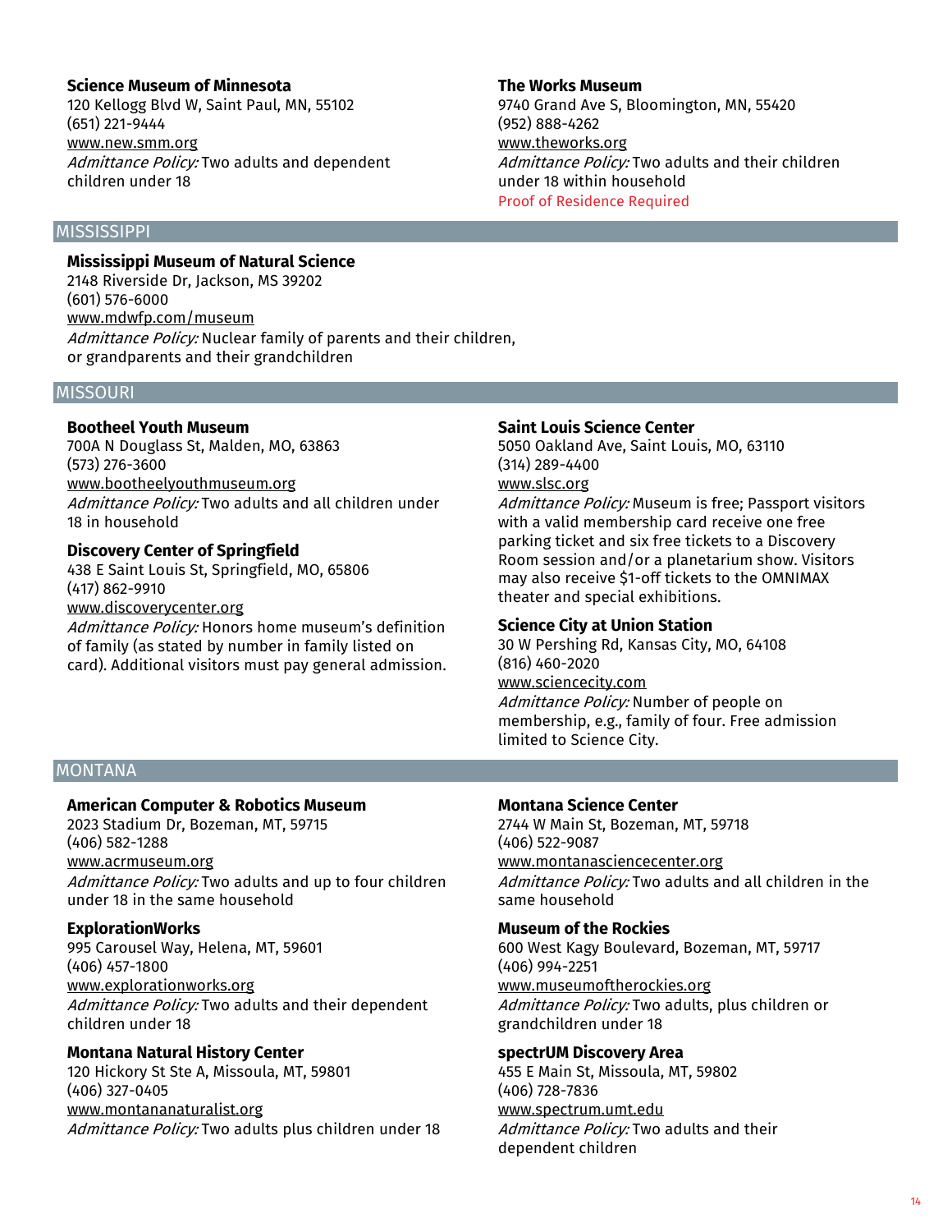**Science Museum of Minnesota**
120 Kellogg Blvd W, Saint Paul, MN, 55102
(651) 221-9444
www.new.smm.org
*Admittance Policy:* Two adults and dependent children under 18

**The Works Museum**
9740 Grand Ave S, Bloomington, MN, 55420
(952) 888-4262
www.theworks.org
*Admittance Policy:* Two adults and their children under 18 within household
Proof of Residence Required

## MISSISSIPPI

**Mississippi Museum of Natural Science**
2148 Riverside Dr, Jackson, MS 39202
(601) 576-6000
www.mdwfp.com/museum
*Admittance Policy:* Nuclear family of parents and their children, or grandparents and their grandchildren

## MISSOURI

**Bootheel Youth Museum**
700A N Douglass St, Malden, MO, 63863
(573) 276-3600
www.bootheelyouthmuseum.org
*Admittance Policy:* Two adults and all children under 18 in household

**Discovery Center of Springfield**
438 E Saint Louis St, Springfield, MO, 65806
(417) 862-9910
www.discoverycenter.org
*Admittance Policy:* Honors home museum's definition of family (as stated by number in family listed on card). Additional visitors must pay general admission.

**Saint Louis Science Center**
5050 Oakland Ave, Saint Louis, MO, 63110
(314) 289-4400
www.slsc.org
*Admittance Policy:* Museum is free; Passport visitors with a valid membership card receive one free parking ticket and six free tickets to a Discovery Room session and/or a planetarium show. Visitors may also receive $1-off tickets to the OMNIMAX theater and special exhibitions.

**Science City at Union Station**
30 W Pershing Rd, Kansas City, MO, 64108
(816) 460-2020
www.sciencecity.com
*Admittance Policy:* Number of people on membership, e.g., family of four. Free admission limited to Science City.

## MONTANA

**American Computer & Robotics Museum**
2023 Stadium Dr, Bozeman, MT, 59715
(406) 582-1288
www.acrmuseum.org
*Admittance Policy:* Two adults and up to four children under 18 in the same household

**ExplorationWorks**
995 Carousel Way, Helena, MT, 59601
(406) 457-1800
www.explorationworks.org
*Admittance Policy:* Two adults and their dependent children under 18

**Montana Natural History Center**
120 Hickory St Ste A, Missoula, MT, 59801
(406) 327-0405
www.montananaturalist.org
*Admittance Policy:* Two adults plus children under 18

**Montana Science Center**
2744 W Main St, Bozeman, MT, 59718
(406) 522-9087
www.montanasciencecenter.org
*Admittance Policy:* Two adults and all children in the same household

**Museum of the Rockies**
600 West Kagy Boulevard, Bozeman, MT, 59717
(406) 994-2251
www.museumoftherockies.org
*Admittance Policy:* Two adults, plus children or grandchildren under 18

**spectrUM Discovery Area**
455 E Main St, Missoula, MT, 59802
(406) 728-7836
www.spectrum.umt.edu
*Admittance Policy:* Two adults and their dependent children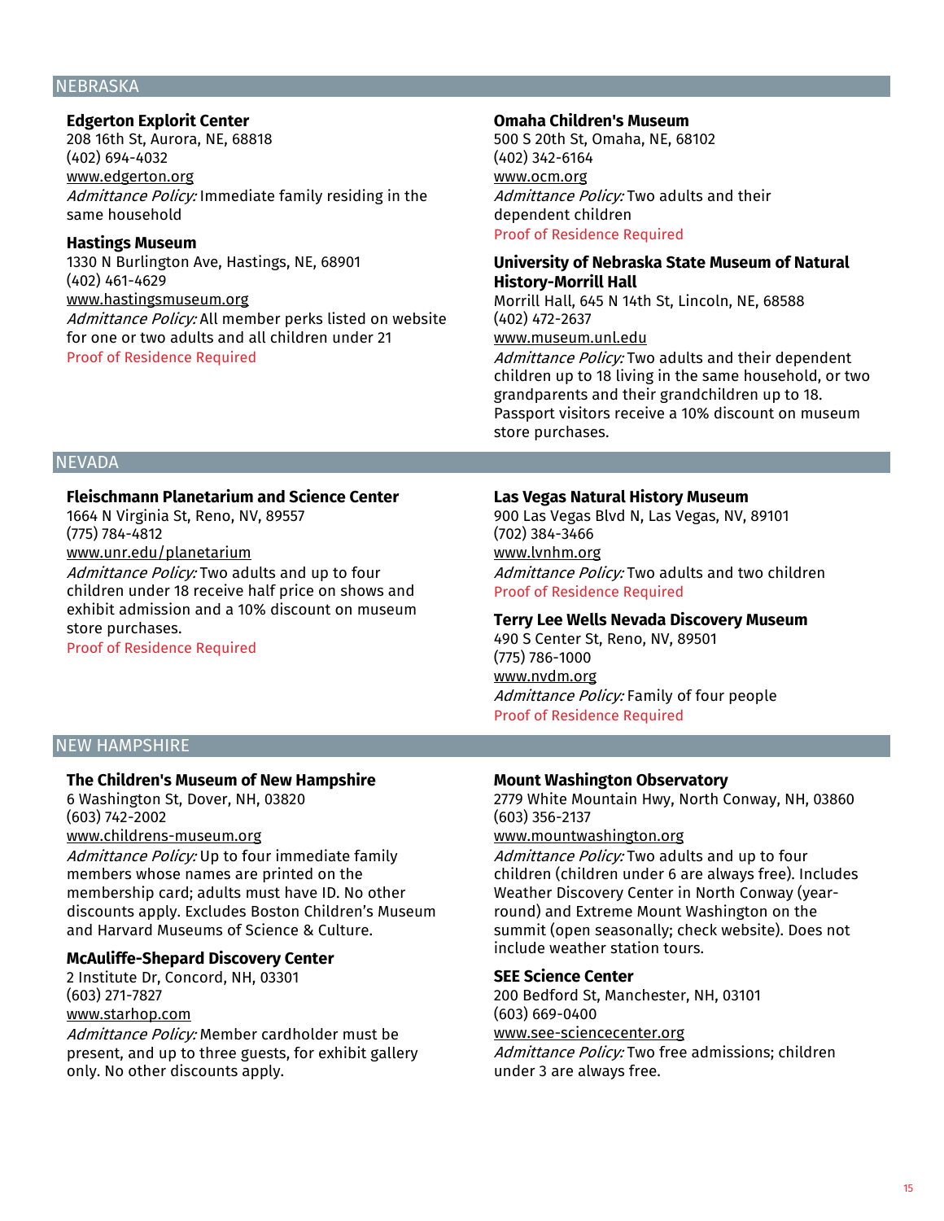## NEBRASKA

### Edgerton Explorit Center
208 16th St, Aurora, NE, 68818
(402) 694-4032
www.edgerton.org
*Admittance Policy:* Immediate family residing in the same household

### Hastings Museum
1330 N Burlington Ave, Hastings, NE, 68901
(402) 461-4629
www.hastingsmuseum.org
*Admittance Policy:* All member perks listed on website for one or two adults and all children under 21
Proof of Residence Required

### Omaha Children's Museum
500 S 20th St, Omaha, NE, 68102
(402) 342-6164
www.ocm.org
*Admittance Policy:* Two adults and their dependent children
Proof of Residence Required

### University of Nebraska State Museum of Natural History-Morrill Hall
Morrill Hall, 645 N 14th St, Lincoln, NE, 68588
(402) 472-2637
www.museum.unl.edu
*Admittance Policy:* Two adults and their dependent children up to 18 living in the same household, or two grandparents and their grandchildren up to 18. Passport visitors receive a 10% discount on museum store purchases.

## NEVADA

### Fleischmann Planetarium and Science Center
1664 N Virginia St, Reno, NV, 89557
(775) 784-4812
www.unr.edu/planetarium
*Admittance Policy:* Two adults and up to four children under 18 receive half price on shows and exhibit admission and a 10% discount on museum store purchases.
Proof of Residence Required

### Las Vegas Natural History Museum
900 Las Vegas Blvd N, Las Vegas, NV, 89101
(702) 384-3466
www.lvnhm.org
*Admittance Policy:* Two adults and two children
Proof of Residence Required

### Terry Lee Wells Nevada Discovery Museum
490 S Center St, Reno, NV, 89501
(775) 786-1000
www.nvdm.org
*Admittance Policy:* Family of four people
Proof of Residence Required

## NEW HAMPSHIRE

### The Children's Museum of New Hampshire
6 Washington St, Dover, NH, 03820
(603) 742-2002
www.childrens-museum.org
*Admittance Policy:* Up to four immediate family members whose names are printed on the membership card; adults must have ID. No other discounts apply. Excludes Boston Children's Museum and Harvard Museums of Science & Culture.

### McAuliffe-Shepard Discovery Center
2 Institute Dr, Concord, NH, 03301
(603) 271-7827
www.starhop.com
*Admittance Policy:* Member cardholder must be present, and up to three guests, for exhibit gallery only. No other discounts apply.

### Mount Washington Observatory
2779 White Mountain Hwy, North Conway, NH, 03860
(603) 356-2137
www.mountwashington.org
*Admittance Policy:* Two adults and up to four children (children under 6 are always free). Includes Weather Discovery Center in North Conway (year-round) and Extreme Mount Washington on the summit (open seasonally; check website). Does not include weather station tours.

### SEE Science Center
200 Bedford St, Manchester, NH, 03101
(603) 669-0400
www.see-sciencecenter.org
*Admittance Policy:* Two free admissions; children under 3 are always free.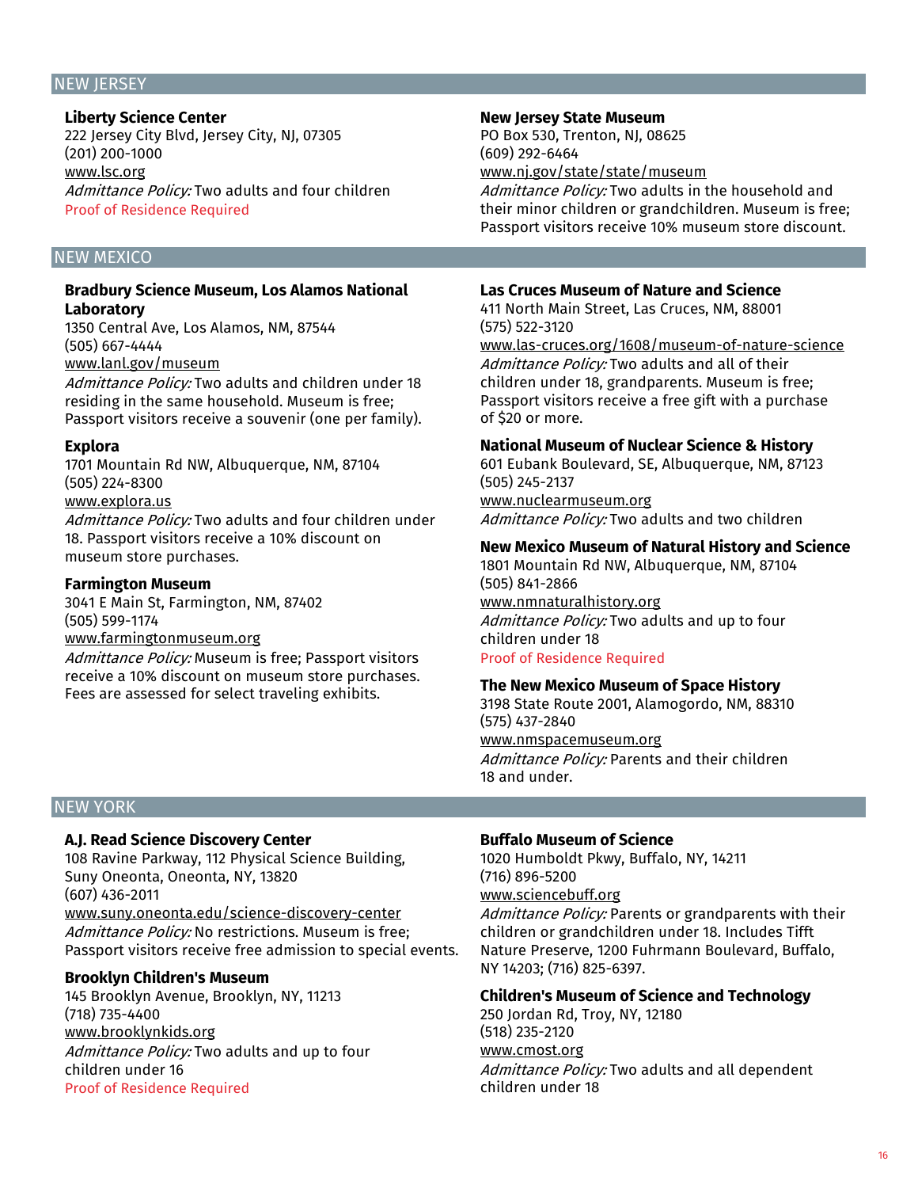## NEW JERSEY

### Liberty Science Center

222 Jersey City Blvd, Jersey City, NJ, 07305
(201) 200-1000
www.lsc.org
*Admittance Policy:* Two adults and four children
Proof of Residence Required

### New Jersey State Museum

PO Box 530, Trenton, NJ, 08625
(609) 292-6464
www.nj.gov/state/state/museum
*Admittance Policy:* Two adults in the household and their minor children or grandchildren. Museum is free; Passport visitors receive 10% museum store discount.

## NEW MEXICO

### Bradbury Science Museum, Los Alamos National Laboratory

1350 Central Ave, Los Alamos, NM, 87544
(505) 667-4444
www.lanl.gov/museum
*Admittance Policy:* Two adults and children under 18 residing in the same household. Museum is free; Passport visitors receive a souvenir (one per family).

### Explora

1701 Mountain Rd NW, Albuquerque, NM, 87104
(505) 224-8300
www.explora.us
*Admittance Policy:* Two adults and four children under 18. Passport visitors receive a 10% discount on museum store purchases.

### Farmington Museum

3041 E Main St, Farmington, NM, 87402
(505) 599-1174
www.farmingtonmuseum.org
*Admittance Policy:* Museum is free; Passport visitors receive a 10% discount on museum store purchases. Fees are assessed for select traveling exhibits.

### Las Cruces Museum of Nature and Science

411 North Main Street, Las Cruces, NM, 88001
(575) 522-3120
www.las-cruces.org/1608/museum-of-nature-science
*Admittance Policy:* Two adults and all of their children under 18, grandparents. Museum is free; Passport visitors receive a free gift with a purchase of $20 or more.

### National Museum of Nuclear Science & History

601 Eubank Boulevard, SE, Albuquerque, NM, 87123
(505) 245-2137
www.nuclearmuseum.org
*Admittance Policy:* Two adults and two children

### New Mexico Museum of Natural History and Science

1801 Mountain Rd NW, Albuquerque, NM, 87104
(505) 841-2866
www.nmnaturalhistory.org
*Admittance Policy:* Two adults and up to four children under 18
Proof of Residence Required

### The New Mexico Museum of Space History

3198 State Route 2001, Alamogordo, NM, 88310
(575) 437-2840
www.nmspacemuseum.org
*Admittance Policy:* Parents and their children 18 and under.

## NEW YORK

### A.J. Read Science Discovery Center

108 Ravine Parkway, 112 Physical Science Building, Suny Oneonta, Oneonta, NY, 13820
(607) 436-2011
www.suny.oneonta.edu/science-discovery-center
*Admittance Policy:* No restrictions. Museum is free; Passport visitors receive free admission to special events.

### Brooklyn Children's Museum

145 Brooklyn Avenue, Brooklyn, NY, 11213
(718) 735-4400
www.brooklynkids.org
*Admittance Policy:* Two adults and up to four children under 16
Proof of Residence Required

### Buffalo Museum of Science

1020 Humboldt Pkwy, Buffalo, NY, 14211
(716) 896-5200
www.sciencebuff.org
*Admittance Policy:* Parents or grandparents with their children or grandchildren under 18. Includes Tifft Nature Preserve, 1200 Fuhrmann Boulevard, Buffalo, NY 14203; (716) 825-6397.

### Children's Museum of Science and Technology

250 Jordan Rd, Troy, NY, 12180
(518) 235-2120
www.cmost.org
*Admittance Policy:* Two adults and all dependent children under 18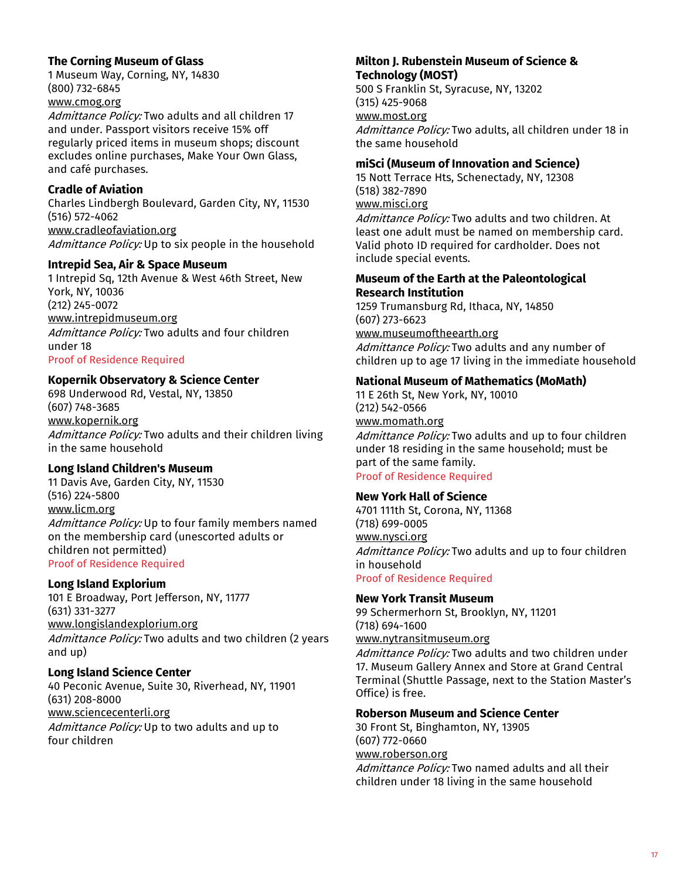### The Corning Museum of Glass

1 Museum Way, Corning, NY, 14830
(800) 732-6845
www.cmog.org
*Admittance Policy:* Two adults and all children 17 and under. Passport visitors receive 15% off regularly priced items in museum shops; discount excludes online purchases, Make Your Own Glass, and café purchases.

### Cradle of Aviation

Charles Lindbergh Boulevard, Garden City, NY, 11530
(516) 572-4062
www.cradleofaviation.org
*Admittance Policy:* Up to six people in the household

### Intrepid Sea, Air & Space Museum

1 Intrepid Sq, 12th Avenue & West 46th Street, New York, NY, 10036
(212) 245-0072
www.intrepidmuseum.org
*Admittance Policy:* Two adults and four children under 18
Proof of Residence Required

### Kopernik Observatory & Science Center

698 Underwood Rd, Vestal, NY, 13850
(607) 748-3685
www.kopernik.org
*Admittance Policy:* Two adults and their children living in the same household

### Long Island Children's Museum

11 Davis Ave, Garden City, NY, 11530
(516) 224-5800
www.licm.org
*Admittance Policy:* Up to four family members named on the membership card (unescorted adults or children not permitted)
Proof of Residence Required

### Long Island Explorium

101 E Broadway, Port Jefferson, NY, 11777
(631) 331-3277
www.longislandexplorium.org
*Admittance Policy:* Two adults and two children (2 years and up)

### Long Island Science Center

40 Peconic Avenue, Suite 30, Riverhead, NY, 11901
(631) 208-8000
www.sciencecenterli.org
*Admittance Policy:* Up to two adults and up to four children

### Milton J. Rubenstein Museum of Science & Technology (MOST)

500 S Franklin St, Syracuse, NY, 13202
(315) 425-9068
www.most.org
*Admittance Policy:* Two adults, all children under 18 in the same household

### miSci (Museum of Innovation and Science)

15 Nott Terrace Hts, Schenectady, NY, 12308
(518) 382-7890
www.misci.org
*Admittance Policy:* Two adults and two children. At least one adult must be named on membership card. Valid photo ID required for cardholder. Does not include special events.

### Museum of the Earth at the Paleontological Research Institution

1259 Trumansburg Rd, Ithaca, NY, 14850
(607) 273-6623
www.museumoftheearth.org
*Admittance Policy:* Two adults and any number of children up to age 17 living in the immediate household

### National Museum of Mathematics (MoMath)

11 E 26th St, New York, NY, 10010
(212) 542-0566
www.momath.org
*Admittance Policy:* Two adults and up to four children under 18 residing in the same household; must be part of the same family.
Proof of Residence Required

### New York Hall of Science

4701 111th St, Corona, NY, 11368
(718) 699-0005
www.nysci.org
*Admittance Policy:* Two adults and up to four children in household
Proof of Residence Required

### New York Transit Museum

99 Schermerhorn St, Brooklyn, NY, 11201
(718) 694-1600
www.nytransitmuseum.org
*Admittance Policy:* Two adults and two children under 17. Museum Gallery Annex and Store at Grand Central Terminal (Shuttle Passage, next to the Station Master's Office) is free.

### Roberson Museum and Science Center

30 Front St, Binghamton, NY, 13905
(607) 772-0660
www.roberson.org
*Admittance Policy:* Two named adults and all their children under 18 living in the same household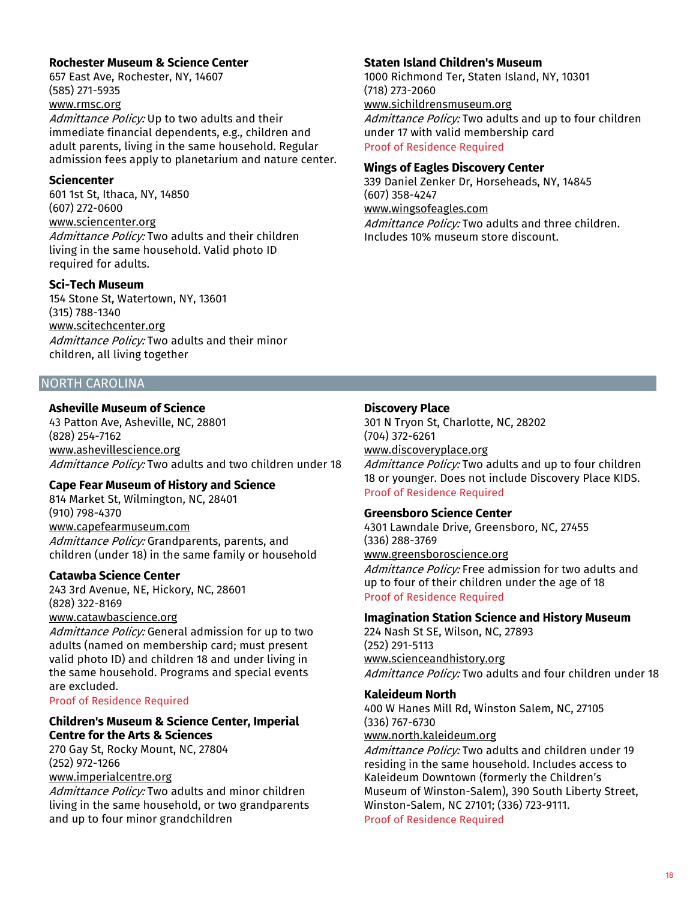### Rochester Museum & Science Center

657 East Ave, Rochester, NY, 14607
(585) 271-5935
www.rmsc.org
*Admittance Policy:* Up to two adults and their immediate financial dependents, e.g., children and adult parents, living in the same household. Regular admission fees apply to planetarium and nature center.

### Sciencenter

601 1st St, Ithaca, NY, 14850
(607) 272-0600
www.sciencenter.org
*Admittance Policy:* Two adults and their children living in the same household. Valid photo ID required for adults.

### Sci-Tech Museum

154 Stone St, Watertown, NY, 13601
(315) 788-1340
www.scitechcenter.org
*Admittance Policy:* Two adults and their minor children, all living together

### Staten Island Children's Museum

1000 Richmond Ter, Staten Island, NY, 10301
(718) 273-2060
www.sichildrensmuseum.org
*Admittance Policy:* Two adults and up to four children under 17 with valid membership card
Proof of Residence Required

### Wings of Eagles Discovery Center

339 Daniel Zenker Dr, Horseheads, NY, 14845
(607) 358-4247
www.wingsofeagles.com
*Admittance Policy:* Two adults and three children. Includes 10% museum store discount.

## NORTH CAROLINA

### Asheville Museum of Science

43 Patton Ave, Asheville, NC, 28801
(828) 254-7162
www.ashevillescience.org
*Admittance Policy:* Two adults and two children under 18

### Cape Fear Museum of History and Science

814 Market St, Wilmington, NC, 28401
(910) 798-4370
www.capefearmuseum.com
*Admittance Policy:* Grandparents, parents, and children (under 18) in the same family or household

### Catawba Science Center

243 3rd Avenue, NE, Hickory, NC, 28601
(828) 322-8169
www.catawbascience.org
*Admittance Policy:* General admission for up to two adults (named on membership card; must present valid photo ID) and children 18 and under living in the same household. Programs and special events are excluded.
Proof of Residence Required

### Children's Museum & Science Center, Imperial Centre for the Arts & Sciences

270 Gay St, Rocky Mount, NC, 27804
(252) 972-1266
www.imperialcentre.org
*Admittance Policy:* Two adults and minor children living in the same household, or two grandparents and up to four minor grandchildren

### Discovery Place

301 N Tryon St, Charlotte, NC, 28202
(704) 372-6261
www.discoveryplace.org
*Admittance Policy:* Two adults and up to four children 18 or younger. Does not include Discovery Place KIDS.
Proof of Residence Required

### Greensboro Science Center

4301 Lawndale Drive, Greensboro, NC, 27455
(336) 288-3769
www.greensboroscience.org
*Admittance Policy:* Free admission for two adults and up to four of their children under the age of 18
Proof of Residence Required

### Imagination Station Science and History Museum

224 Nash St SE, Wilson, NC, 27893
(252) 291-5113
www.scienceandhistory.org
*Admittance Policy:* Two adults and four children under 18

### Kaleideum North

400 W Hanes Mill Rd, Winston Salem, NC, 27105
(336) 767-6730
www.north.kaleideum.org
*Admittance Policy:* Two adults and children under 19 residing in the same household. Includes access to Kaleideum Downtown (formerly the Children's Museum of Winston-Salem), 390 South Liberty Street, Winston-Salem, NC 27101; (336) 723-9111.
Proof of Residence Required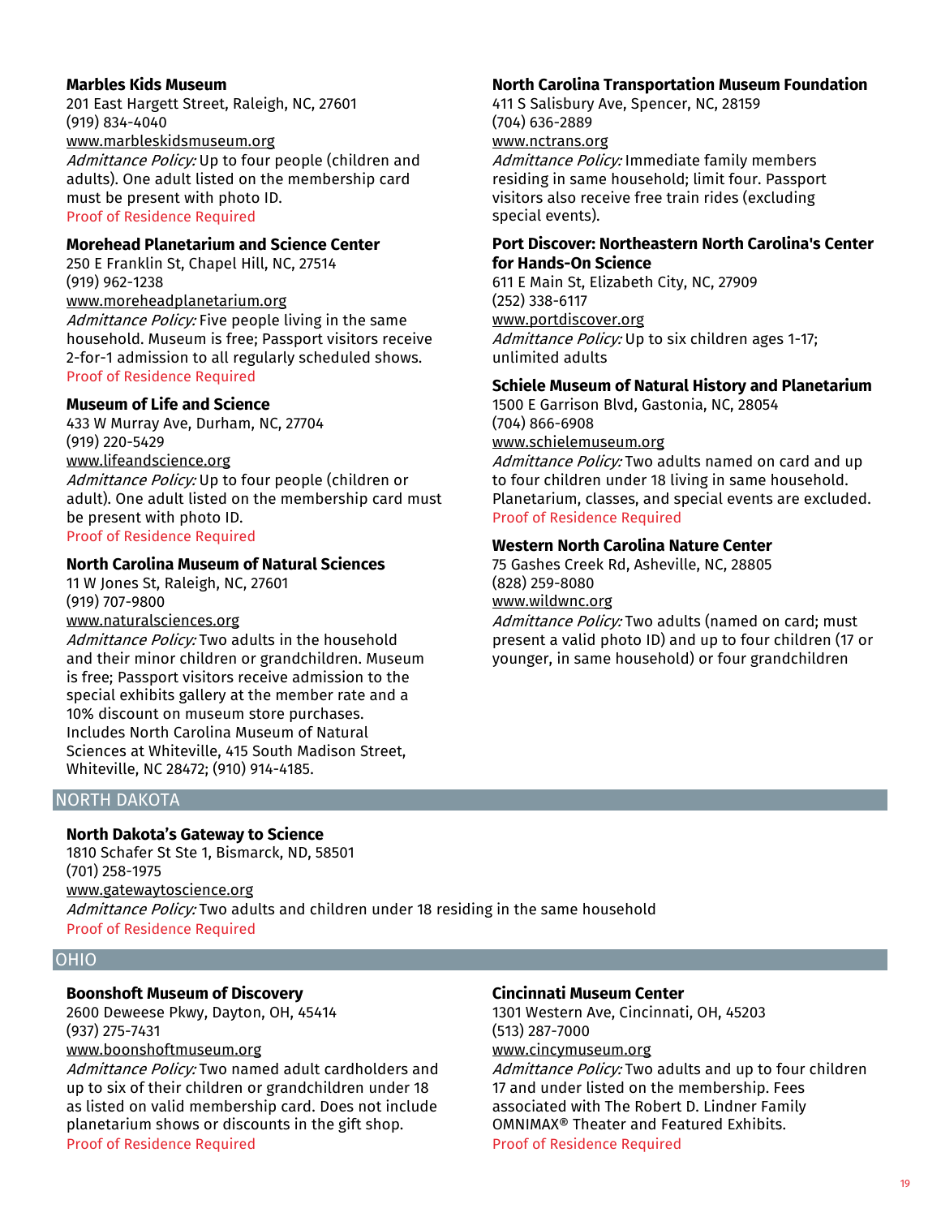**Marbles Kids Museum**
201 East Hargett Street, Raleigh, NC, 27601
(919) 834-4040
www.marbleskidsmuseum.org
*Admittance Policy:* Up to four people (children and adults). One adult listed on the membership card must be present with photo ID.
Proof of Residence Required

**Morehead Planetarium and Science Center**
250 E Franklin St, Chapel Hill, NC, 27514
(919) 962-1238
www.moreheadplanetarium.org
*Admittance Policy:* Five people living in the same household. Museum is free; Passport visitors receive 2-for-1 admission to all regularly scheduled shows.
Proof of Residence Required

**Museum of Life and Science**
433 W Murray Ave, Durham, NC, 27704
(919) 220-5429
www.lifeandscience.org
*Admittance Policy:* Up to four people (children or adult). One adult listed on the membership card must be present with photo ID.
Proof of Residence Required

**North Carolina Museum of Natural Sciences**
11 W Jones St, Raleigh, NC, 27601
(919) 707-9800
www.naturalsciences.org
*Admittance Policy:* Two adults in the household and their minor children or grandchildren. Museum is free; Passport visitors receive admission to the special exhibits gallery at the member rate and a 10% discount on museum store purchases. Includes North Carolina Museum of Natural Sciences at Whiteville, 415 South Madison Street, Whiteville, NC 28472; (910) 914-4185.

**North Carolina Transportation Museum Foundation**
411 S Salisbury Ave, Spencer, NC, 28159
(704) 636-2889
www.nctrans.org
*Admittance Policy:* Immediate family members residing in same household; limit four. Passport visitors also receive free train rides (excluding special events).

**Port Discover: Northeastern North Carolina's Center for Hands-On Science**
611 E Main St, Elizabeth City, NC, 27909
(252) 338-6117
www.portdiscover.org
*Admittance Policy:* Up to six children ages 1-17; unlimited adults

**Schiele Museum of Natural History and Planetarium**
1500 E Garrison Blvd, Gastonia, NC, 28054
(704) 866-6908
www.schielemuseum.org
*Admittance Policy:* Two adults named on card and up to four children under 18 living in same household. Planetarium, classes, and special events are excluded.
Proof of Residence Required

**Western North Carolina Nature Center**
75 Gashes Creek Rd, Asheville, NC, 28805
(828) 259-8080
www.wildwnc.org
*Admittance Policy:* Two adults (named on card; must present a valid photo ID) and up to four children (17 or younger, in same household) or four grandchildren

## NORTH DAKOTA

**North Dakota's Gateway to Science**
1810 Schafer St Ste 1, Bismarck, ND, 58501
(701) 258-1975
www.gatewaytoscience.org
*Admittance Policy:* Two adults and children under 18 residing in the same household
Proof of Residence Required

## OHIO

**Boonshoft Museum of Discovery**
2600 Deweese Pkwy, Dayton, OH, 45414
(937) 275-7431
www.boonshoftmuseum.org
*Admittance Policy:* Two named adult cardholders and up to six of their children or grandchildren under 18 as listed on valid membership card. Does not include planetarium shows or discounts in the gift shop.
Proof of Residence Required

**Cincinnati Museum Center**
1301 Western Ave, Cincinnati, OH, 45203
(513) 287-7000
www.cincymuseum.org
*Admittance Policy:* Two adults and up to four children 17 and under listed on the membership. Fees associated with The Robert D. Lindner Family OMNIMAX® Theater and Featured Exhibits.
Proof of Residence Required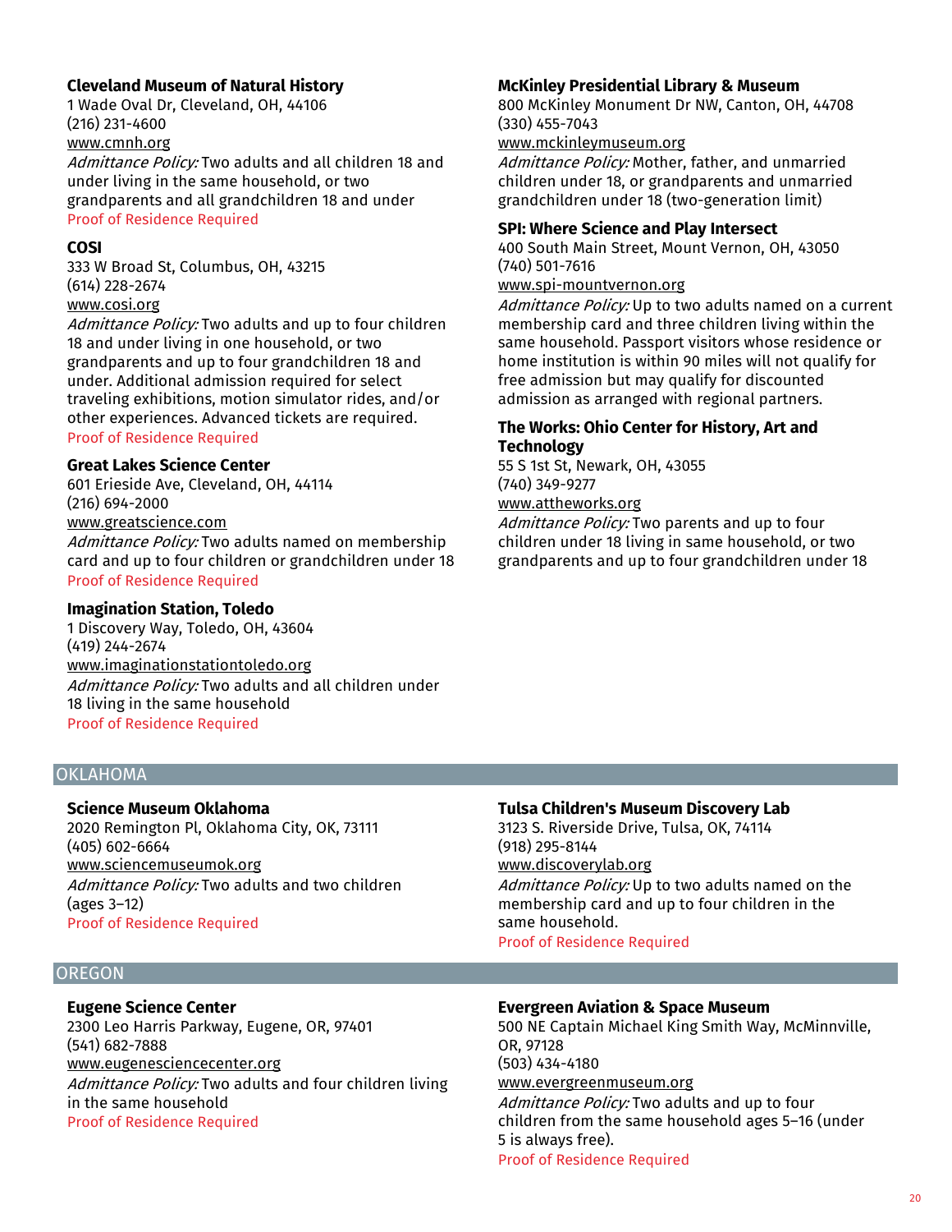### Cleveland Museum of Natural History

1 Wade Oval Dr, Cleveland, OH, 44106
(216) 231-4600
www.cmnh.org
*Admittance Policy:* Two adults and all children 18 and under living in the same household, or two grandparents and all grandchildren 18 and under
Proof of Residence Required

### COSI

333 W Broad St, Columbus, OH, 43215
(614) 228-2674
www.cosi.org
*Admittance Policy:* Two adults and up to four children 18 and under living in one household, or two grandparents and up to four grandchildren 18 and under. Additional admission required for select traveling exhibitions, motion simulator rides, and/or other experiences. Advanced tickets are required.
Proof of Residence Required

### Great Lakes Science Center

601 Erieside Ave, Cleveland, OH, 44114
(216) 694-2000
www.greatscience.com
*Admittance Policy:* Two adults named on membership card and up to four children or grandchildren under 18
Proof of Residence Required

### Imagination Station, Toledo

1 Discovery Way, Toledo, OH, 43604
(419) 244-2674
www.imaginationstationtoledo.org
*Admittance Policy:* Two adults and all children under 18 living in the same household
Proof of Residence Required

### McKinley Presidential Library & Museum

800 McKinley Monument Dr NW, Canton, OH, 44708
(330) 455-7043
www.mckinleymuseum.org
*Admittance Policy:* Mother, father, and unmarried children under 18, or grandparents and unmarried grandchildren under 18 (two-generation limit)

### SPI: Where Science and Play Intersect

400 South Main Street, Mount Vernon, OH, 43050
(740) 501-7616
www.spi-mountvernon.org
*Admittance Policy:* Up to two adults named on a current membership card and three children living within the same household. Passport visitors whose residence or home institution is within 90 miles will not qualify for free admission but may qualify for discounted admission as arranged with regional partners.

### The Works: Ohio Center for History, Art and Technology

55 S 1st St, Newark, OH, 43055
(740) 349-9277
www.attheworks.org
*Admittance Policy:* Two parents and up to four children under 18 living in same household, or two grandparents and up to four grandchildren under 18

## OKLAHOMA

### Science Museum Oklahoma

2020 Remington Pl, Oklahoma City, OK, 73111
(405) 602-6664
www.sciencemuseumok.org
*Admittance Policy:* Two adults and two children (ages 3–12)
Proof of Residence Required

### Tulsa Children's Museum Discovery Lab

3123 S. Riverside Drive, Tulsa, OK, 74114
(918) 295-8144
www.discoverylab.org
*Admittance Policy:* Up to two adults named on the membership card and up to four children in the same household.
Proof of Residence Required

## OREGON

### Eugene Science Center

2300 Leo Harris Parkway, Eugene, OR, 97401
(541) 682-7888
www.eugenesciencecenter.org
*Admittance Policy:* Two adults and four children living in the same household
Proof of Residence Required

### Evergreen Aviation & Space Museum

500 NE Captain Michael King Smith Way, McMinnville, OR, 97128
(503) 434-4180
www.evergreenmuseum.org
*Admittance Policy:* Two adults and up to four children from the same household ages 5–16 (under 5 is always free).
Proof of Residence Required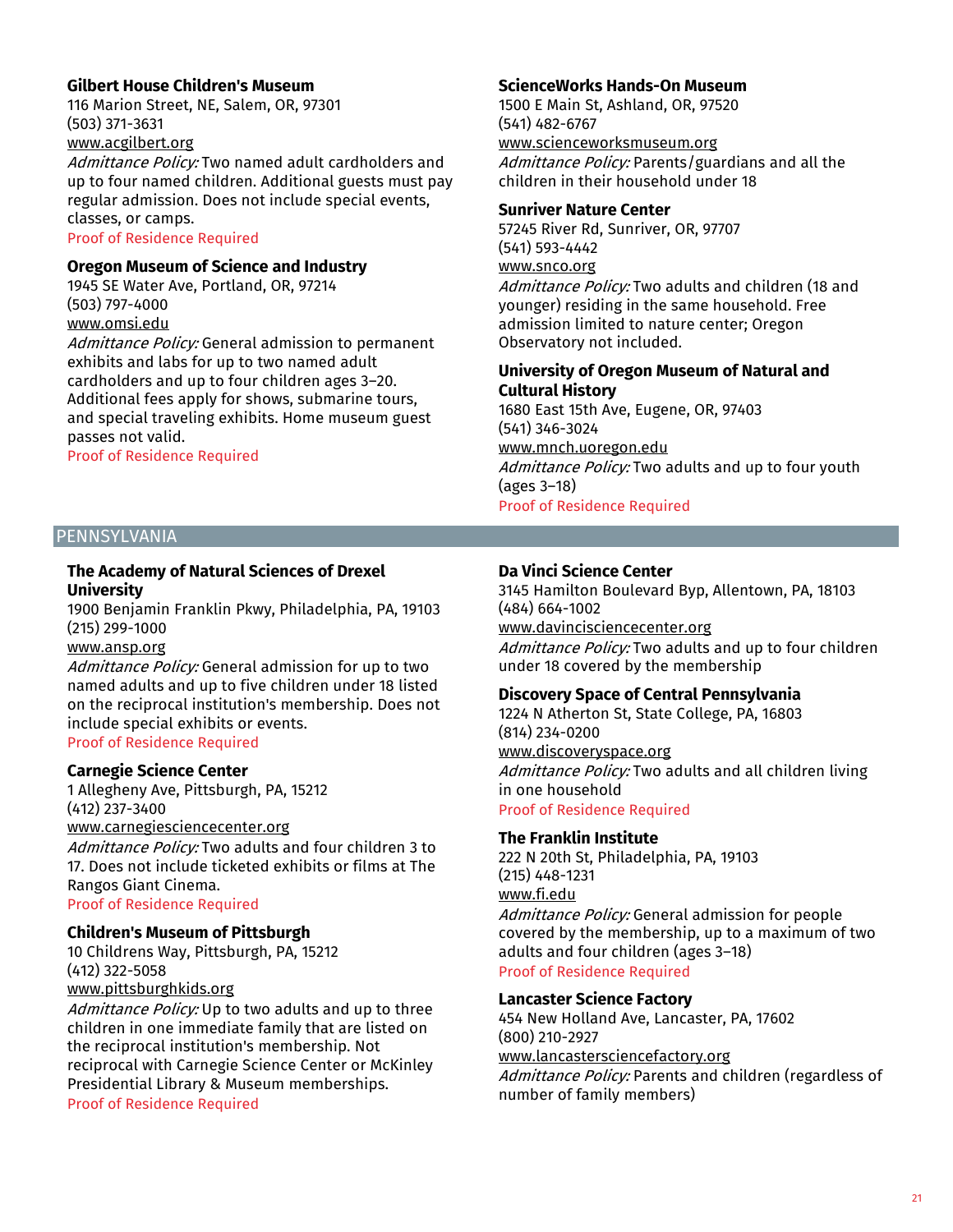### Gilbert House Children's Museum

116 Marion Street, NE, Salem, OR, 97301
(503) 371-3631
www.acgilbert.org
*Admittance Policy:* Two named adult cardholders and up to four named children. Additional guests must pay regular admission. Does not include special events, classes, or camps.
Proof of Residence Required

### Oregon Museum of Science and Industry

1945 SE Water Ave, Portland, OR, 97214
(503) 797-4000
www.omsi.edu
*Admittance Policy:* General admission to permanent exhibits and labs for up to two named adult cardholders and up to four children ages 3–20. Additional fees apply for shows, submarine tours, and special traveling exhibits. Home museum guest passes not valid.
Proof of Residence Required

### ScienceWorks Hands-On Museum

1500 E Main St, Ashland, OR, 97520
(541) 482-6767
www.scienceworksmuseum.org
*Admittance Policy:* Parents/guardians and all the children in their household under 18

### Sunriver Nature Center

57245 River Rd, Sunriver, OR, 97707
(541) 593-4442
www.snco.org
*Admittance Policy:* Two adults and children (18 and younger) residing in the same household. Free admission limited to nature center; Oregon Observatory not included.

### University of Oregon Museum of Natural and Cultural History

1680 East 15th Ave, Eugene, OR, 97403
(541) 346-3024
www.mnch.uoregon.edu
*Admittance Policy:* Two adults and up to four youth (ages 3–18)
Proof of Residence Required

## PENNSYLVANIA

### The Academy of Natural Sciences of Drexel University

1900 Benjamin Franklin Pkwy, Philadelphia, PA, 19103
(215) 299-1000
www.ansp.org
*Admittance Policy:* General admission for up to two named adults and up to five children under 18 listed on the reciprocal institution's membership. Does not include special exhibits or events.
Proof of Residence Required

### Carnegie Science Center

1 Allegheny Ave, Pittsburgh, PA, 15212
(412) 237-3400
www.carnegiesciencecenter.org
*Admittance Policy:* Two adults and four children 3 to 17. Does not include ticketed exhibits or films at The Rangos Giant Cinema.
Proof of Residence Required

### Children's Museum of Pittsburgh

10 Childrens Way, Pittsburgh, PA, 15212
(412) 322-5058
www.pittsburghkids.org
*Admittance Policy:* Up to two adults and up to three children in one immediate family that are listed on the reciprocal institution's membership. Not reciprocal with Carnegie Science Center or McKinley Presidential Library & Museum memberships.
Proof of Residence Required

### Da Vinci Science Center

3145 Hamilton Boulevard Byp, Allentown, PA, 18103
(484) 664-1002
www.davincisciencecenter.org
*Admittance Policy:* Two adults and up to four children under 18 covered by the membership

### Discovery Space of Central Pennsylvania

1224 N Atherton St, State College, PA, 16803
(814) 234-0200
www.discoveryspace.org
*Admittance Policy:* Two adults and all children living in one household
Proof of Residence Required

### The Franklin Institute

222 N 20th St, Philadelphia, PA, 19103
(215) 448-1231
www.fi.edu
*Admittance Policy:* General admission for people covered by the membership, up to a maximum of two adults and four children (ages 3–18)
Proof of Residence Required

### Lancaster Science Factory

454 New Holland Ave, Lancaster, PA, 17602
(800) 210-2927
www.lancastersciencefactory.org
*Admittance Policy:* Parents and children (regardless of number of family members)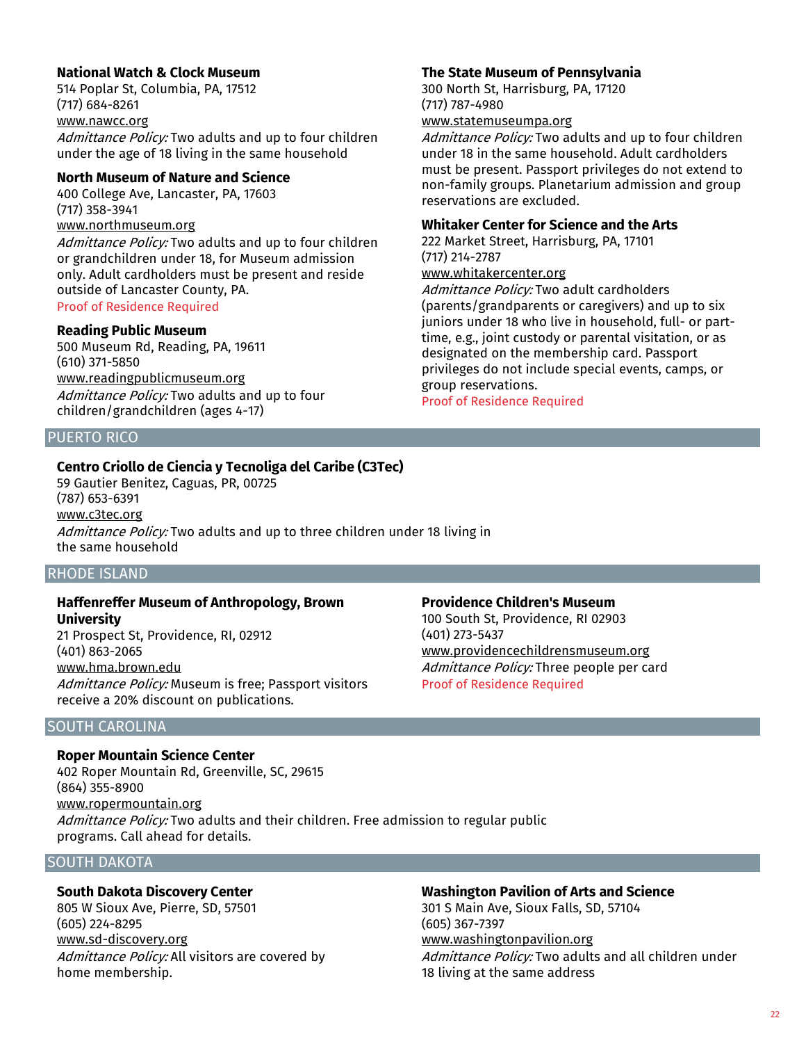**National Watch & Clock Museum**
514 Poplar St, Columbia, PA, 17512
(717) 684-8261
www.nawcc.org
*Admittance Policy:* Two adults and up to four children under the age of 18 living in the same household

**North Museum of Nature and Science**
400 College Ave, Lancaster, PA, 17603
(717) 358-3941
www.northmuseum.org
*Admittance Policy:* Two adults and up to four children or grandchildren under 18, for Museum admission only. Adult cardholders must be present and reside outside of Lancaster County, PA.
Proof of Residence Required

**Reading Public Museum**
500 Museum Rd, Reading, PA, 19611
(610) 371-5850
www.readingpublicmuseum.org
*Admittance Policy:* Two adults and up to four children/grandchildren (ages 4-17)

**The State Museum of Pennsylvania**
300 North St, Harrisburg, PA, 17120
(717) 787-4980
www.statemuseumpa.org
*Admittance Policy:* Two adults and up to four children under 18 in the same household. Adult cardholders must be present. Passport privileges do not extend to non-family groups. Planetarium admission and group reservations are excluded.

**Whitaker Center for Science and the Arts**
222 Market Street, Harrisburg, PA, 17101
(717) 214-2787
www.whitakercenter.org
*Admittance Policy:* Two adult cardholders (parents/grandparents or caregivers) and up to six juniors under 18 who live in household, full- or part-time, e.g., joint custody or parental visitation, or as designated on the membership card. Passport privileges do not include special events, camps, or group reservations.
Proof of Residence Required

## PUERTO RICO

**Centro Criollo de Ciencia y Tecnoliga del Caribe (C3Tec)**
59 Gautier Benitez, Caguas, PR, 00725
(787) 653-6391
www.c3tec.org
*Admittance Policy:* Two adults and up to three children under 18 living in the same household

## RHODE ISLAND

**Haffenreffer Museum of Anthropology, Brown University**
21 Prospect St, Providence, RI, 02912
(401) 863-2065
www.hma.brown.edu
*Admittance Policy:* Museum is free; Passport visitors receive a 20% discount on publications.

**Providence Children's Museum**
100 South St, Providence, RI 02903
(401) 273-5437
www.providencechildrensmuseum.org
*Admittance Policy:* Three people per card
Proof of Residence Required

## SOUTH CAROLINA

**Roper Mountain Science Center**
402 Roper Mountain Rd, Greenville, SC, 29615
(864) 355-8900
www.ropermountain.org
*Admittance Policy:* Two adults and their children. Free admission to regular public programs. Call ahead for details.

## SOUTH DAKOTA

**South Dakota Discovery Center**
805 W Sioux Ave, Pierre, SD, 57501
(605) 224-8295
www.sd-discovery.org
*Admittance Policy:* All visitors are covered by home membership.

**Washington Pavilion of Arts and Science**
301 S Main Ave, Sioux Falls, SD, 57104
(605) 367-7397
www.washingtonpavilion.org
*Admittance Policy:* Two adults and all children under 18 living at the same address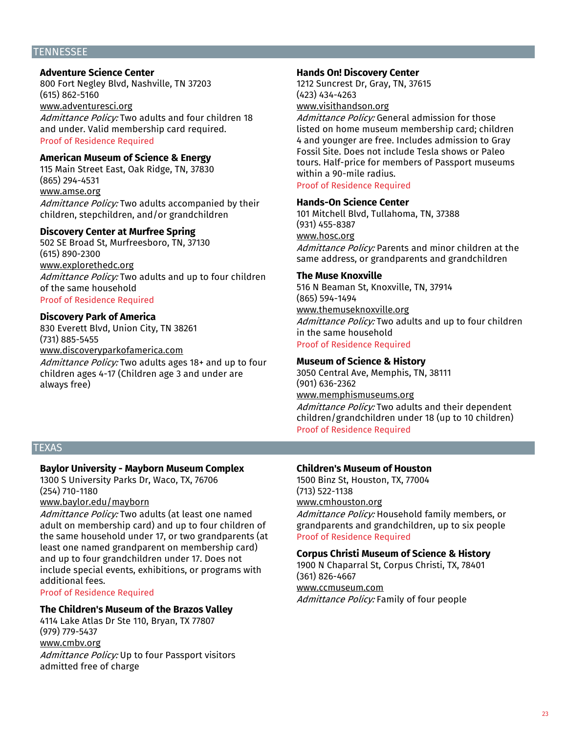## TENNESSEE

### Adventure Science Center
800 Fort Negley Blvd, Nashville, TN 37203
(615) 862-5160
www.adventuresci.org
*Admittance Policy:* Two adults and four children 18 and under. Valid membership card required.
Proof of Residence Required

### American Museum of Science & Energy
115 Main Street East, Oak Ridge, TN, 37830
(865) 294-4531
www.amse.org
*Admittance Policy:* Two adults accompanied by their children, stepchildren, and/or grandchildren

### Discovery Center at Murfree Spring
502 SE Broad St, Murfreesboro, TN, 37130
(615) 890-2300
www.explorethedc.org
*Admittance Policy:* Two adults and up to four children of the same household
Proof of Residence Required

### Discovery Park of America
830 Everett Blvd, Union City, TN 38261
(731) 885-5455
www.discoveryparkofamerica.com
*Admittance Policy:* Two adults ages 18+ and up to four children ages 4-17 (Children age 3 and under are always free)

### Hands On! Discovery Center
1212 Suncrest Dr, Gray, TN, 37615
(423) 434-4263
www.visithandson.org
*Admittance Policy:* General admission for those listed on home museum membership card; children 4 and younger are free. Includes admission to Gray Fossil Site. Does not include Tesla shows or Paleo tours. Half-price for members of Passport museums within a 90-mile radius.
Proof of Residence Required

### Hands-On Science Center
101 Mitchell Blvd, Tullahoma, TN, 37388
(931) 455-8387
www.hosc.org
*Admittance Policy:* Parents and minor children at the same address, or grandparents and grandchildren

### The Muse Knoxville
516 N Beaman St, Knoxville, TN, 37914
(865) 594-1494
www.themuseknoxville.org
*Admittance Policy:* Two adults and up to four children in the same household
Proof of Residence Required

### Museum of Science & History
3050 Central Ave, Memphis, TN, 38111
(901) 636-2362
www.memphismuseums.org
*Admittance Policy:* Two adults and their dependent children/grandchildren under 18 (up to 10 children)
Proof of Residence Required

## TEXAS

### Baylor University - Mayborn Museum Complex
1300 S University Parks Dr, Waco, TX, 76706
(254) 710-1180
www.baylor.edu/mayborn
*Admittance Policy:* Two adults (at least one named adult on membership card) and up to four children of the same household under 17, or two grandparents (at least one named grandparent on membership card) and up to four grandchildren under 17. Does not include special events, exhibitions, or programs with additional fees.
Proof of Residence Required

### The Children's Museum of the Brazos Valley
4114 Lake Atlas Dr Ste 110, Bryan, TX 77807
(979) 779-5437
www.cmbv.org
*Admittance Policy:* Up to four Passport visitors admitted free of charge

### Children's Museum of Houston
1500 Binz St, Houston, TX, 77004
(713) 522-1138
www.cmhouston.org
*Admittance Policy:* Household family members, or grandparents and grandchildren, up to six people
Proof of Residence Required

### Corpus Christi Museum of Science & History
1900 N Chaparral St, Corpus Christi, TX, 78401
(361) 826-4667
www.ccmuseum.com
*Admittance Policy:* Family of four people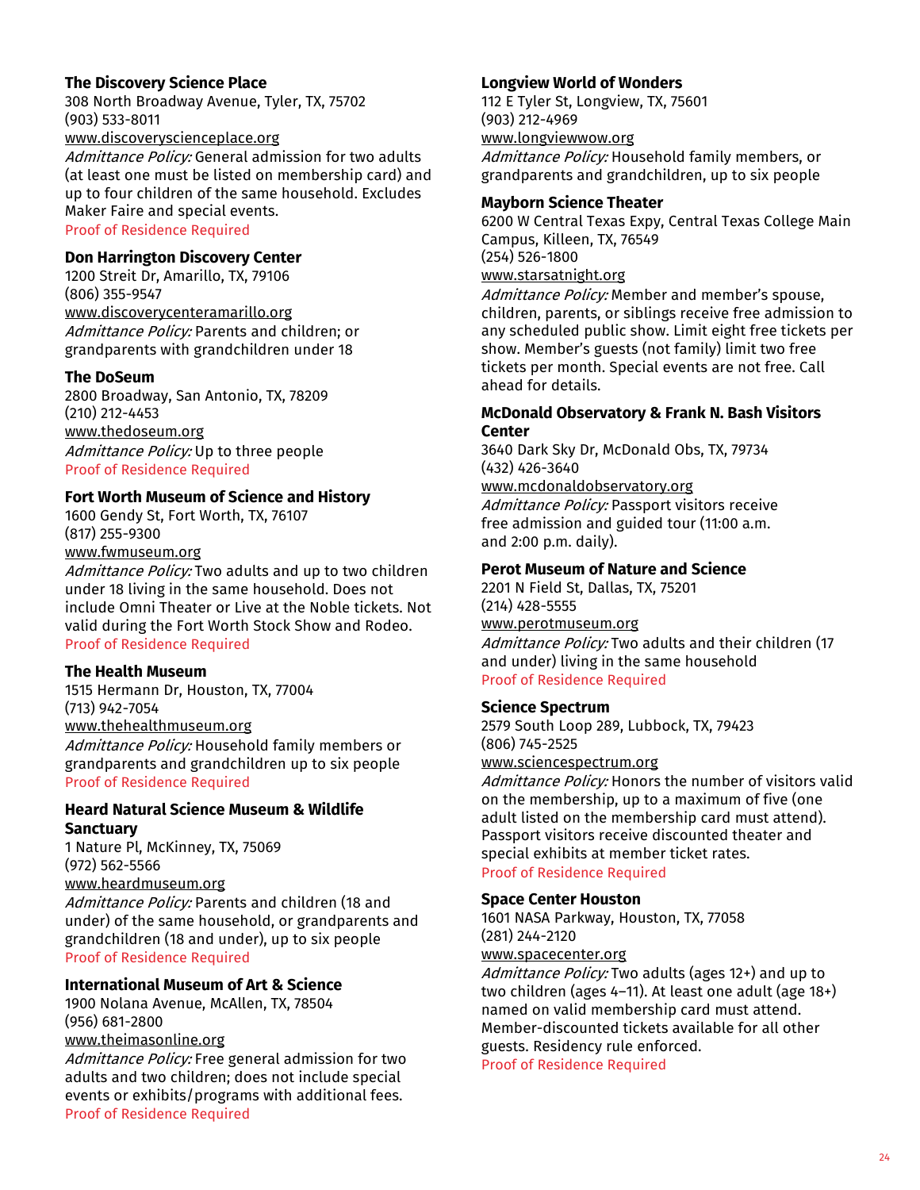### The Discovery Science Place

308 North Broadway Avenue, Tyler, TX, 75702
(903) 533-8011
www.discoveryscienceplace.org
*Admittance Policy:* General admission for two adults (at least one must be listed on membership card) and up to four children of the same household. Excludes Maker Faire and special events.
Proof of Residence Required

### Don Harrington Discovery Center

1200 Streit Dr, Amarillo, TX, 79106
(806) 355-9547
www.discoverycenteramarillo.org
*Admittance Policy:* Parents and children; or grandparents with grandchildren under 18

### The DoSeum

2800 Broadway, San Antonio, TX, 78209
(210) 212-4453
www.thedoseum.org
*Admittance Policy:* Up to three people
Proof of Residence Required

### Fort Worth Museum of Science and History

1600 Gendy St, Fort Worth, TX, 76107
(817) 255-9300
www.fwmuseum.org
*Admittance Policy:* Two adults and up to two children under 18 living in the same household. Does not include Omni Theater or Live at the Noble tickets. Not valid during the Fort Worth Stock Show and Rodeo.
Proof of Residence Required

### The Health Museum

1515 Hermann Dr, Houston, TX, 77004
(713) 942-7054
www.thehealthmuseum.org
*Admittance Policy:* Household family members or grandparents and grandchildren up to six people
Proof of Residence Required

### Heard Natural Science Museum & Wildlife Sanctuary

1 Nature Pl, McKinney, TX, 75069
(972) 562-5566
www.heardmuseum.org
*Admittance Policy:* Parents and children (18 and under) of the same household, or grandparents and grandchildren (18 and under), up to six people
Proof of Residence Required

### International Museum of Art & Science

1900 Nolana Avenue, McAllen, TX, 78504
(956) 681-2800
www.theimasonline.org
*Admittance Policy:* Free general admission for two adults and two children; does not include special events or exhibits/programs with additional fees.
Proof of Residence Required

### Longview World of Wonders

112 E Tyler St, Longview, TX, 75601
(903) 212-4969
www.longviewwow.org
*Admittance Policy:* Household family members, or grandparents and grandchildren, up to six people

### Mayborn Science Theater

6200 W Central Texas Expy, Central Texas College Main Campus, Killeen, TX, 76549
(254) 526-1800
www.starsatnight.org
*Admittance Policy:* Member and member's spouse, children, parents, or siblings receive free admission to any scheduled public show. Limit eight free tickets per show. Member's guests (not family) limit two free tickets per month. Special events are not free. Call ahead for details.

### McDonald Observatory & Frank N. Bash Visitors Center

3640 Dark Sky Dr, McDonald Obs, TX, 79734
(432) 426-3640
www.mcdonaldobservatory.org
*Admittance Policy:* Passport visitors receive free admission and guided tour (11:00 a.m. and 2:00 p.m. daily).

### Perot Museum of Nature and Science

2201 N Field St, Dallas, TX, 75201
(214) 428-5555
www.perotmuseum.org
*Admittance Policy:* Two adults and their children (17 and under) living in the same household
Proof of Residence Required

### Science Spectrum

2579 South Loop 289, Lubbock, TX, 79423
(806) 745-2525
www.sciencespectrum.org
*Admittance Policy:* Honors the number of visitors valid on the membership, up to a maximum of five (one adult listed on the membership card must attend). Passport visitors receive discounted theater and special exhibits at member ticket rates.
Proof of Residence Required

### Space Center Houston

1601 NASA Parkway, Houston, TX, 77058
(281) 244-2120
www.spacecenter.org
*Admittance Policy:* Two adults (ages 12+) and up to two children (ages 4–11). At least one adult (age 18+) named on valid membership card must attend. Member-discounted tickets available for all other guests. Residency rule enforced.
Proof of Residence Required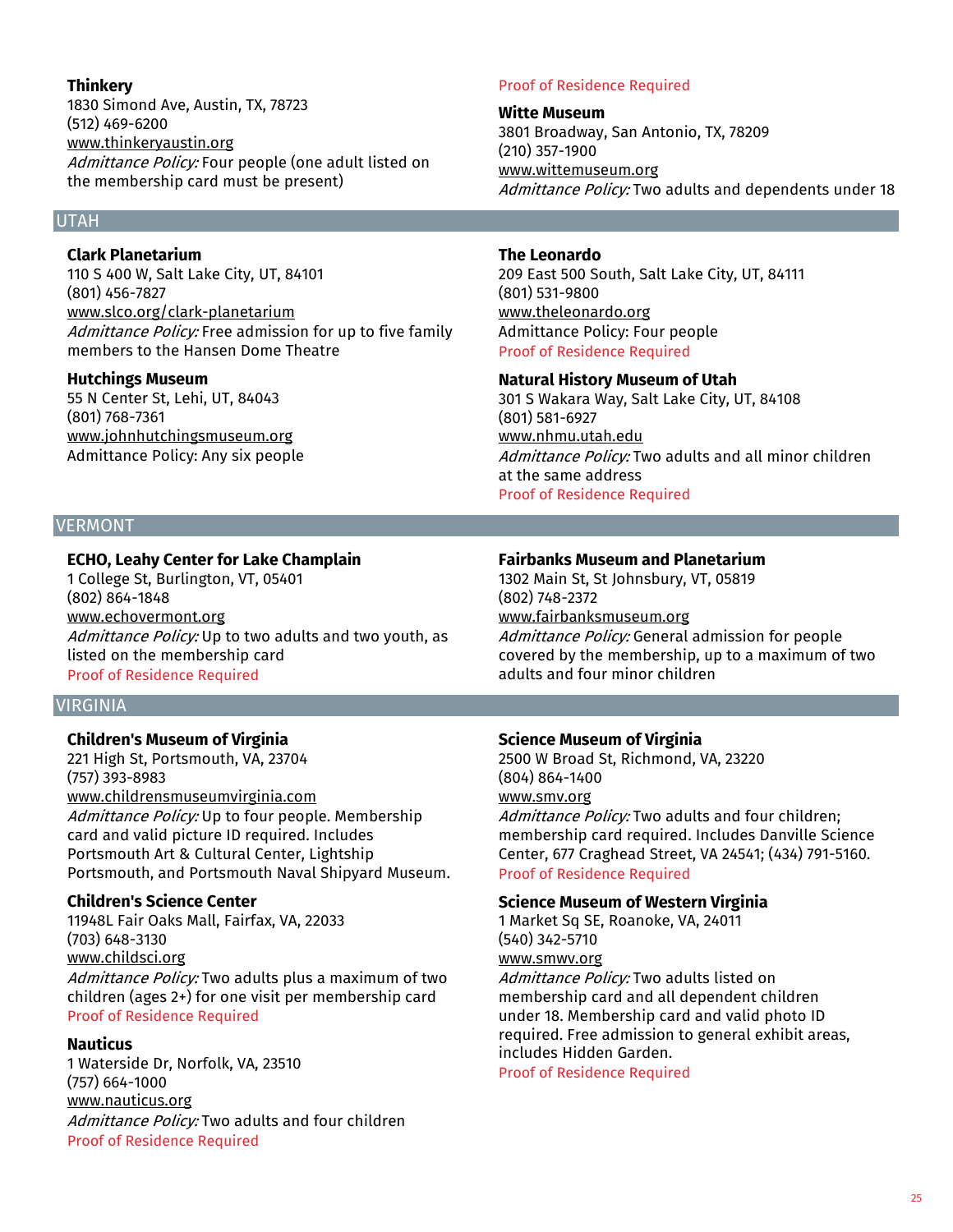**Thinkery**
1830 Simond Ave, Austin, TX, 78723
(512) 469-6200
www.thinkeryaustin.org
*Admittance Policy:* Four people (one adult listed on the membership card must be present)
Proof of Residence Required

**Witte Museum**
3801 Broadway, San Antonio, TX, 78209
(210) 357-1900
www.wittemuseum.org
*Admittance Policy:* Two adults and dependents under 18

## UTAH

**Clark Planetarium**
110 S 400 W, Salt Lake City, UT, 84101
(801) 456-7827
www.slco.org/clark-planetarium
*Admittance Policy:* Free admission for up to five family members to the Hansen Dome Theatre

**Hutchings Museum**
55 N Center St, Lehi, UT, 84043
(801) 768-7361
www.johnhutchingsmuseum.org
Admittance Policy: Any six people

**The Leonardo**
209 East 500 South, Salt Lake City, UT, 84111
(801) 531-9800
www.theleonardo.org
Admittance Policy: Four people
Proof of Residence Required

**Natural History Museum of Utah**
301 S Wakara Way, Salt Lake City, UT, 84108
(801) 581-6927
www.nhmu.utah.edu
*Admittance Policy:* Two adults and all minor children at the same address
Proof of Residence Required

## VERMONT

**ECHO, Leahy Center for Lake Champlain**
1 College St, Burlington, VT, 05401
(802) 864-1848
www.echovermont.org
*Admittance Policy:* Up to two adults and two youth, as listed on the membership card
Proof of Residence Required

**Fairbanks Museum and Planetarium**
1302 Main St, St Johnsbury, VT, 05819
(802) 748-2372
www.fairbanksmuseum.org
*Admittance Policy:* General admission for people covered by the membership, up to a maximum of two adults and four minor children

## VIRGINIA

**Children's Museum of Virginia**
221 High St, Portsmouth, VA, 23704
(757) 393-8983
www.childrensmuseumvirginia.com
*Admittance Policy:* Up to four people. Membership card and valid picture ID required. Includes Portsmouth Art & Cultural Center, Lightship Portsmouth, and Portsmouth Naval Shipyard Museum.

**Children's Science Center**
11948L Fair Oaks Mall, Fairfax, VA, 22033
(703) 648-3130
www.childsci.org
*Admittance Policy:* Two adults plus a maximum of two children (ages 2+) for one visit per membership card
Proof of Residence Required

**Nauticus**
1 Waterside Dr, Norfolk, VA, 23510
(757) 664-1000
www.nauticus.org
*Admittance Policy:* Two adults and four children
Proof of Residence Required

**Science Museum of Virginia**
2500 W Broad St, Richmond, VA, 23220
(804) 864-1400
www.smv.org
*Admittance Policy:* Two adults and four children; membership card required. Includes Danville Science Center, 677 Craghead Street, VA 24541; (434) 791-5160.
Proof of Residence Required

**Science Museum of Western Virginia**
1 Market Sq SE, Roanoke, VA, 24011
(540) 342-5710
www.smwv.org
*Admittance Policy:* Two adults listed on membership card and all dependent children under 18. Membership card and valid photo ID required. Free admission to general exhibit areas, includes Hidden Garden.
Proof of Residence Required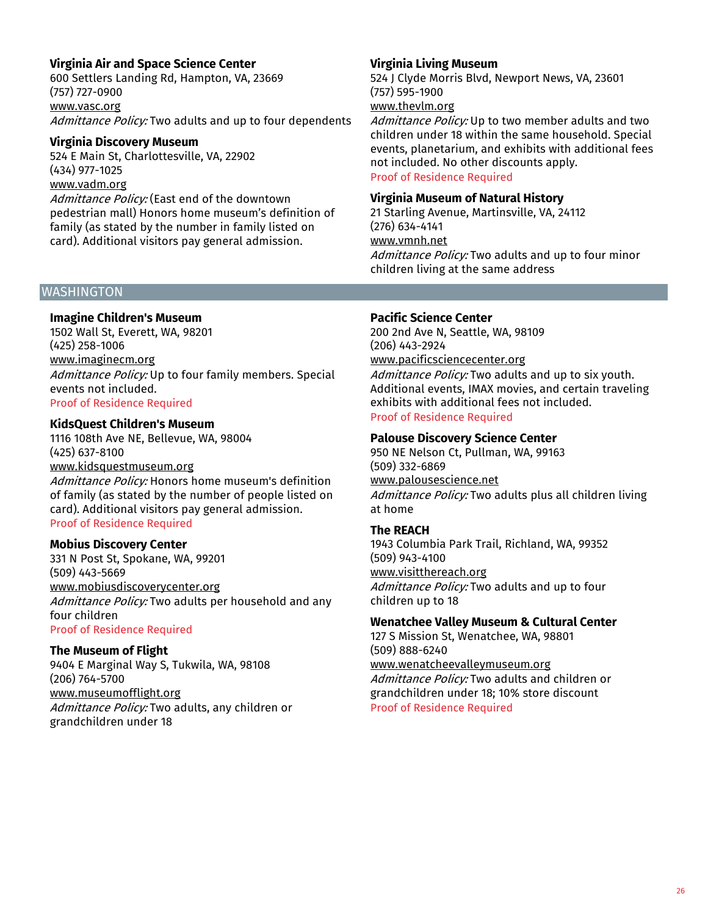### Virginia Air and Space Science Center
600 Settlers Landing Rd, Hampton, VA, 23669
(757) 727-0900
www.vasc.org
*Admittance Policy:* Two adults and up to four dependents

### Virginia Discovery Museum
524 E Main St, Charlottesville, VA, 22902
(434) 977-1025
www.vadm.org
*Admittance Policy:* (East end of the downtown pedestrian mall) Honors home museum's definition of family (as stated by the number in family listed on card). Additional visitors pay general admission.

### Virginia Living Museum
524 J Clyde Morris Blvd, Newport News, VA, 23601
(757) 595-1900
www.thevlm.org
*Admittance Policy:* Up to two member adults and two children under 18 within the same household. Special events, planetarium, and exhibits with additional fees not included. No other discounts apply.
Proof of Residence Required

### Virginia Museum of Natural History
21 Starling Avenue, Martinsville, VA, 24112
(276) 634-4141
www.vmnh.net
*Admittance Policy:* Two adults and up to four minor children living at the same address

## WASHINGTON

### Imagine Children's Museum
1502 Wall St, Everett, WA, 98201
(425) 258-1006
www.imaginecm.org
*Admittance Policy:* Up to four family members. Special events not included.
Proof of Residence Required

### KidsQuest Children's Museum
1116 108th Ave NE, Bellevue, WA, 98004
(425) 637-8100
www.kidsquestmuseum.org
*Admittance Policy:* Honors home museum's definition of family (as stated by the number of people listed on card). Additional visitors pay general admission.
Proof of Residence Required

### Mobius Discovery Center
331 N Post St, Spokane, WA, 99201
(509) 443-5669
www.mobiusdiscoverycenter.org
*Admittance Policy:* Two adults per household and any four children
Proof of Residence Required

### The Museum of Flight
9404 E Marginal Way S, Tukwila, WA, 98108
(206) 764-5700
www.museumofflight.org
*Admittance Policy:* Two adults, any children or grandchildren under 18

### Pacific Science Center
200 2nd Ave N, Seattle, WA, 98109
(206) 443-2924
www.pacificsciencecenter.org
*Admittance Policy:* Two adults and up to six youth. Additional events, IMAX movies, and certain traveling exhibits with additional fees not included.
Proof of Residence Required

### Palouse Discovery Science Center
950 NE Nelson Ct, Pullman, WA, 99163
(509) 332-6869
www.palousescience.net
*Admittance Policy:* Two adults plus all children living at home

### The REACH
1943 Columbia Park Trail, Richland, WA, 99352
(509) 943-4100
www.visitthereach.org
*Admittance Policy:* Two adults and up to four children up to 18

### Wenatchee Valley Museum & Cultural Center
127 S Mission St, Wenatchee, WA, 98801
(509) 888-6240
www.wenatcheevalleymuseum.org
*Admittance Policy:* Two adults and children or grandchildren under 18; 10% store discount
Proof of Residence Required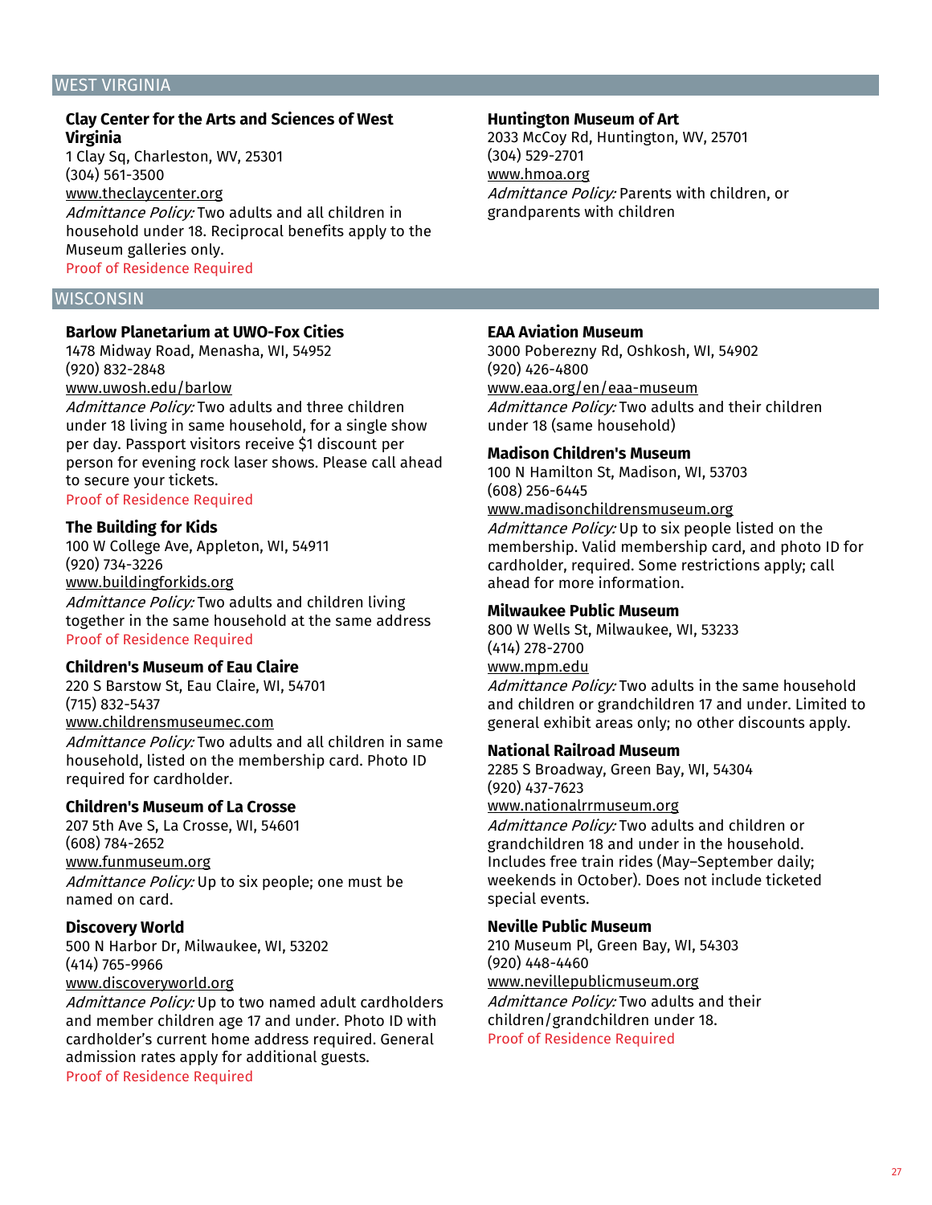## WEST VIRGINIA

### Clay Center for the Arts and Sciences of West Virginia

1 Clay Sq, Charleston, WV, 25301
(304) 561-3500
www.theclaycenter.org
*Admittance Policy:* Two adults and all children in household under 18. Reciprocal benefits apply to the Museum galleries only.
Proof of Residence Required

### Huntington Museum of Art

2033 McCoy Rd, Huntington, WV, 25701
(304) 529-2701
www.hmoa.org
*Admittance Policy:* Parents with children, or grandparents with children

## WISCONSIN

### Barlow Planetarium at UWO-Fox Cities

1478 Midway Road, Menasha, WI, 54952
(920) 832-2848
www.uwosh.edu/barlow
*Admittance Policy:* Two adults and three children under 18 living in same household, for a single show per day. Passport visitors receive $1 discount per person for evening rock laser shows. Please call ahead to secure your tickets.
Proof of Residence Required

### The Building for Kids

100 W College Ave, Appleton, WI, 54911
(920) 734-3226
www.buildingforkids.org
*Admittance Policy:* Two adults and children living together in the same household at the same address
Proof of Residence Required

### Children's Museum of Eau Claire

220 S Barstow St, Eau Claire, WI, 54701
(715) 832-5437
www.childrensmuseumec.com
*Admittance Policy:* Two adults and all children in same household, listed on the membership card. Photo ID required for cardholder.

### Children's Museum of La Crosse

207 5th Ave S, La Crosse, WI, 54601
(608) 784-2652
www.funmuseum.org
*Admittance Policy:* Up to six people; one must be named on card.

### Discovery World

500 N Harbor Dr, Milwaukee, WI, 53202
(414) 765-9966
www.discoveryworld.org
*Admittance Policy:* Up to two named adult cardholders and member children age 17 and under. Photo ID with cardholder's current home address required. General admission rates apply for additional guests.
Proof of Residence Required

### EAA Aviation Museum

3000 Poberezny Rd, Oshkosh, WI, 54902
(920) 426-4800
www.eaa.org/en/eaa-museum
*Admittance Policy:* Two adults and their children under 18 (same household)

### Madison Children's Museum

100 N Hamilton St, Madison, WI, 53703
(608) 256-6445
www.madisonchildrensmuseum.org
*Admittance Policy:* Up to six people listed on the membership. Valid membership card, and photo ID for cardholder, required. Some restrictions apply; call ahead for more information.

### Milwaukee Public Museum

800 W Wells St, Milwaukee, WI, 53233
(414) 278-2700
www.mpm.edu
*Admittance Policy:* Two adults in the same household and children or grandchildren 17 and under. Limited to general exhibit areas only; no other discounts apply.

### National Railroad Museum

2285 S Broadway, Green Bay, WI, 54304
(920) 437-7623
www.nationalrrmuseum.org
*Admittance Policy:* Two adults and children or grandchildren 18 and under in the household. Includes free train rides (May–September daily; weekends in October). Does not include ticketed special events.

### Neville Public Museum

210 Museum Pl, Green Bay, WI, 54303
(920) 448-4460
www.nevillepublicmuseum.org
*Admittance Policy:* Two adults and their children/grandchildren under 18.
Proof of Residence Required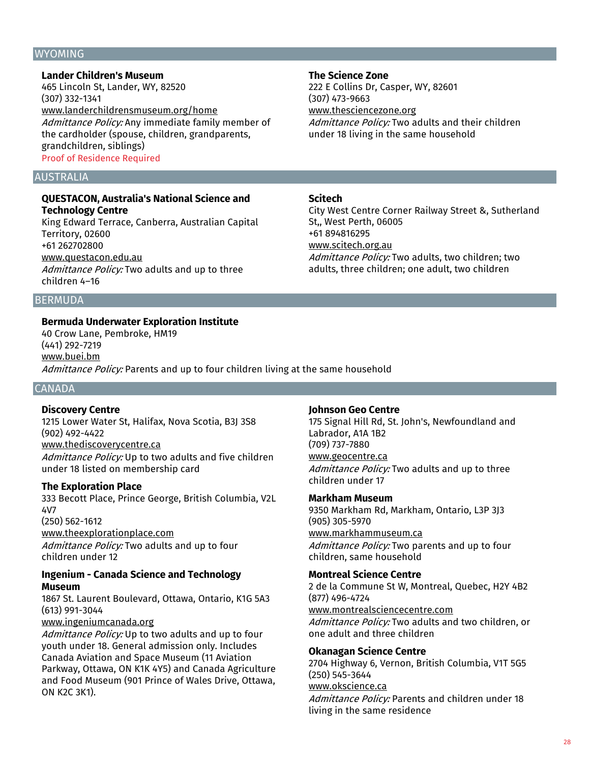## WYOMING

### Lander Children's Museum

465 Lincoln St, Lander, WY, 82520
(307) 332-1341
www.landerchildrensmuseum.org/home
*Admittance Policy:* Any immediate family member of the cardholder (spouse, children, grandparents, grandchildren, siblings)
Proof of Residence Required

### The Science Zone

222 E Collins Dr, Casper, WY, 82601
(307) 473-9663
www.thesciencezone.org
*Admittance Policy:* Two adults and their children under 18 living in the same household

## AUSTRALIA

### QUESTACON, Australia's National Science and Technology Centre

King Edward Terrace, Canberra, Australian Capital Territory, 02600
+61 262702800
www.questacon.edu.au
*Admittance Policy:* Two adults and up to three children 4–16

### Scitech

City West Centre Corner Railway Street &, Sutherland St,, West Perth, 06005
+61 894816295
www.scitech.org.au
*Admittance Policy:* Two adults, two children; two adults, three children; one adult, two children

## BERMUDA

### Bermuda Underwater Exploration Institute

40 Crow Lane, Pembroke, HM19
(441) 292-7219
www.buei.bm
*Admittance Policy:* Parents and up to four children living at the same household

## CANADA

### Discovery Centre

1215 Lower Water St, Halifax, Nova Scotia, B3J 3S8
(902) 492-4422
www.thediscoverycentre.ca
*Admittance Policy:* Up to two adults and five children under 18 listed on membership card

### The Exploration Place

333 Becott Place, Prince George, British Columbia, V2L 4V7
(250) 562-1612
www.theexplorationplace.com
*Admittance Policy:* Two adults and up to four children under 12

### Ingenium - Canada Science and Technology Museum

1867 St. Laurent Boulevard, Ottawa, Ontario, K1G 5A3
(613) 991-3044
www.ingeniumcanada.org
*Admittance Policy:* Up to two adults and up to four youth under 18. General admission only. Includes Canada Aviation and Space Museum (11 Aviation Parkway, Ottawa, ON K1K 4Y5) and Canada Agriculture and Food Museum (901 Prince of Wales Drive, Ottawa, ON K2C 3K1).

### Johnson Geo Centre

175 Signal Hill Rd, St. John's, Newfoundland and Labrador, A1A 1B2
(709) 737-7880
www.geocentre.ca
*Admittance Policy:* Two adults and up to three children under 17

### Markham Museum

9350 Markham Rd, Markham, Ontario, L3P 3J3
(905) 305-5970
www.markhammuseum.ca
*Admittance Policy:* Two parents and up to four children, same household

### Montreal Science Centre

2 de la Commune St W, Montreal, Quebec, H2Y 4B2
(877) 496-4724
www.montrealsciencecentre.com
*Admittance Policy:* Two adults and two children, or one adult and three children

### Okanagan Science Centre

2704 Highway 6, Vernon, British Columbia, V1T 5G5
(250) 545-3644
www.okscience.ca
*Admittance Policy:* Parents and children under 18 living in the same residence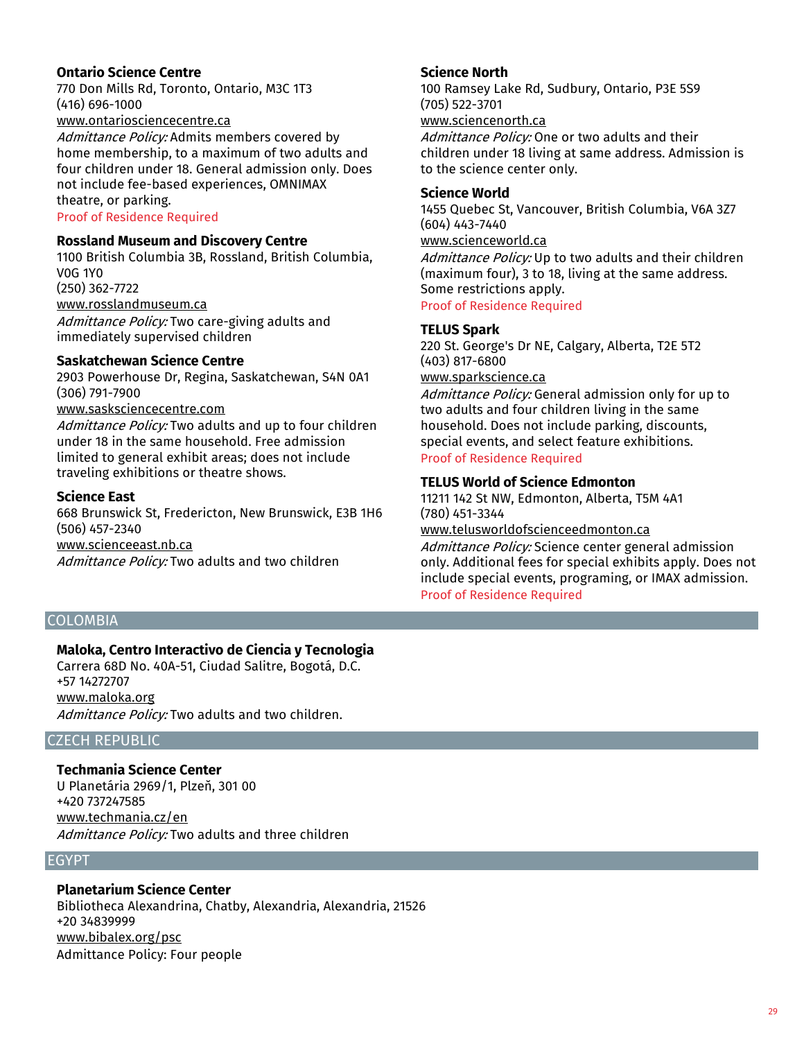**Ontario Science Centre**
770 Don Mills Rd, Toronto, Ontario, M3C 1T3
(416) 696-1000
www.ontariosciencecentre.ca
*Admittance Policy:* Admits members covered by home membership, to a maximum of two adults and four children under 18. General admission only. Does not include fee-based experiences, OMNIMAX theatre, or parking.
Proof of Residence Required

**Rossland Museum and Discovery Centre**
1100 British Columbia 3B, Rossland, British Columbia, V0G 1Y0
(250) 362-7722
www.rosslandmuseum.ca
*Admittance Policy:* Two care-giving adults and immediately supervised children

**Saskatchewan Science Centre**
2903 Powerhouse Dr, Regina, Saskatchewan, S4N 0A1
(306) 791-7900
www.sasksciencecentre.com
*Admittance Policy:* Two adults and up to four children under 18 in the same household. Free admission limited to general exhibit areas; does not include traveling exhibitions or theatre shows.

**Science East**
668 Brunswick St, Fredericton, New Brunswick, E3B 1H6
(506) 457-2340
www.scienceeast.nb.ca
*Admittance Policy:* Two adults and two children

**Science North**
100 Ramsey Lake Rd, Sudbury, Ontario, P3E 5S9
(705) 522-3701
www.sciencenorth.ca
*Admittance Policy:* One or two adults and their children under 18 living at same address. Admission is to the science center only.

**Science World**
1455 Quebec St, Vancouver, British Columbia, V6A 3Z7
(604) 443-7440
www.scienceworld.ca
*Admittance Policy:* Up to two adults and their children (maximum four), 3 to 18, living at the same address. Some restrictions apply.
Proof of Residence Required

**TELUS Spark**
220 St. George's Dr NE, Calgary, Alberta, T2E 5T2
(403) 817-6800
www.sparkscience.ca
*Admittance Policy:* General admission only for up to two adults and four children living in the same household. Does not include parking, discounts, special events, and select feature exhibitions.
Proof of Residence Required

**TELUS World of Science Edmonton**
11211 142 St NW, Edmonton, Alberta, T5M 4A1
(780) 451-3344
www.telusworldofscienceedmonton.ca
*Admittance Policy:* Science center general admission only. Additional fees for special exhibits apply. Does not include special events, programing, or IMAX admission.
Proof of Residence Required

## COLOMBIA

**Maloka, Centro Interactivo de Ciencia y Tecnologia**
Carrera 68D No. 40A-51, Ciudad Salitre, Bogotá, D.C.
+57 14272707
www.maloka.org
*Admittance Policy:* Two adults and two children.

## CZECH REPUBLIC

**Techmania Science Center**
U Planetária 2969/1, Plzeň, 301 00
+420 737247585
www.techmania.cz/en
*Admittance Policy:* Two adults and three children

## EGYPT

**Planetarium Science Center**
Bibliotheca Alexandrina, Chatby, Alexandria, Alexandria, 21526
+20 34839999
www.bibalex.org/psc
Admittance Policy: Four people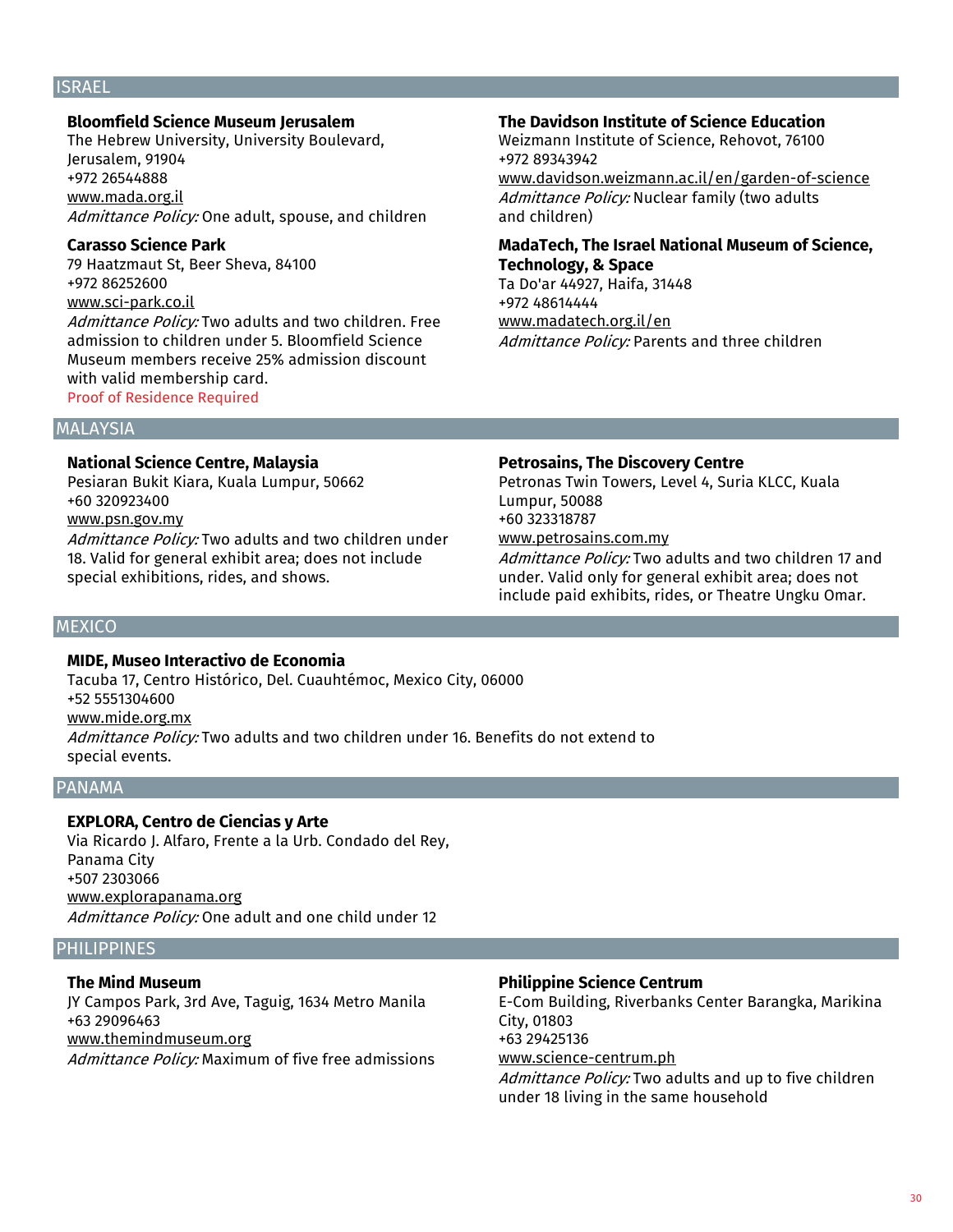## ISRAEL

**Bloomfield Science Museum Jerusalem**
The Hebrew University, University Boulevard, Jerusalem, 91904
+972 26544888
www.mada.org.il
*Admittance Policy:* One adult, spouse, and children

**Carasso Science Park**
79 Haatzmaut St, Beer Sheva, 84100
+972 86252600
www.sci-park.co.il
*Admittance Policy:* Two adults and two children. Free admission to children under 5. Bloomfield Science Museum members receive 25% admission discount with valid membership card.
Proof of Residence Required

**The Davidson Institute of Science Education**
Weizmann Institute of Science, Rehovot, 76100
+972 89343942
www.davidson.weizmann.ac.il/en/garden-of-science
*Admittance Policy:* Nuclear family (two adults and children)

**MadaTech, The Israel National Museum of Science, Technology, & Space**
Ta Do'ar 44927, Haifa, 31448
+972 48614444
www.madatech.org.il/en
*Admittance Policy:* Parents and three children

## MALAYSIA

**National Science Centre, Malaysia**
Pesiaran Bukit Kiara, Kuala Lumpur, 50662
+60 320923400
www.psn.gov.my
*Admittance Policy:* Two adults and two children under 18. Valid for general exhibit area; does not include special exhibitions, rides, and shows.

**Petrosains, The Discovery Centre**
Petronas Twin Towers, Level 4, Suria KLCC, Kuala Lumpur, 50088
+60 323318787
www.petrosains.com.my
*Admittance Policy:* Two adults and two children 17 and under. Valid only for general exhibit area; does not include paid exhibits, rides, or Theatre Ungku Omar.

## MEXICO

**MIDE, Museo Interactivo de Economia**
Tacuba 17, Centro Histórico, Del. Cuauhtémoc, Mexico City, 06000
+52 5551304600
www.mide.org.mx
*Admittance Policy:* Two adults and two children under 16. Benefits do not extend to special events.

## PANAMA

**EXPLORA, Centro de Ciencias y Arte**
Via Ricardo J. Alfaro, Frente a la Urb. Condado del Rey, Panama City
+507 2303066
www.explorapanama.org
*Admittance Policy:* One adult and one child under 12

## PHILIPPINES

**The Mind Museum**
JY Campos Park, 3rd Ave, Taguig, 1634 Metro Manila
+63 29096463
www.themindmuseum.org
*Admittance Policy:* Maximum of five free admissions

**Philippine Science Centrum**
E-Com Building, Riverbanks Center Barangka, Marikina City, 01803
+63 29425136
www.science-centrum.ph
*Admittance Policy:* Two adults and up to five children under 18 living in the same household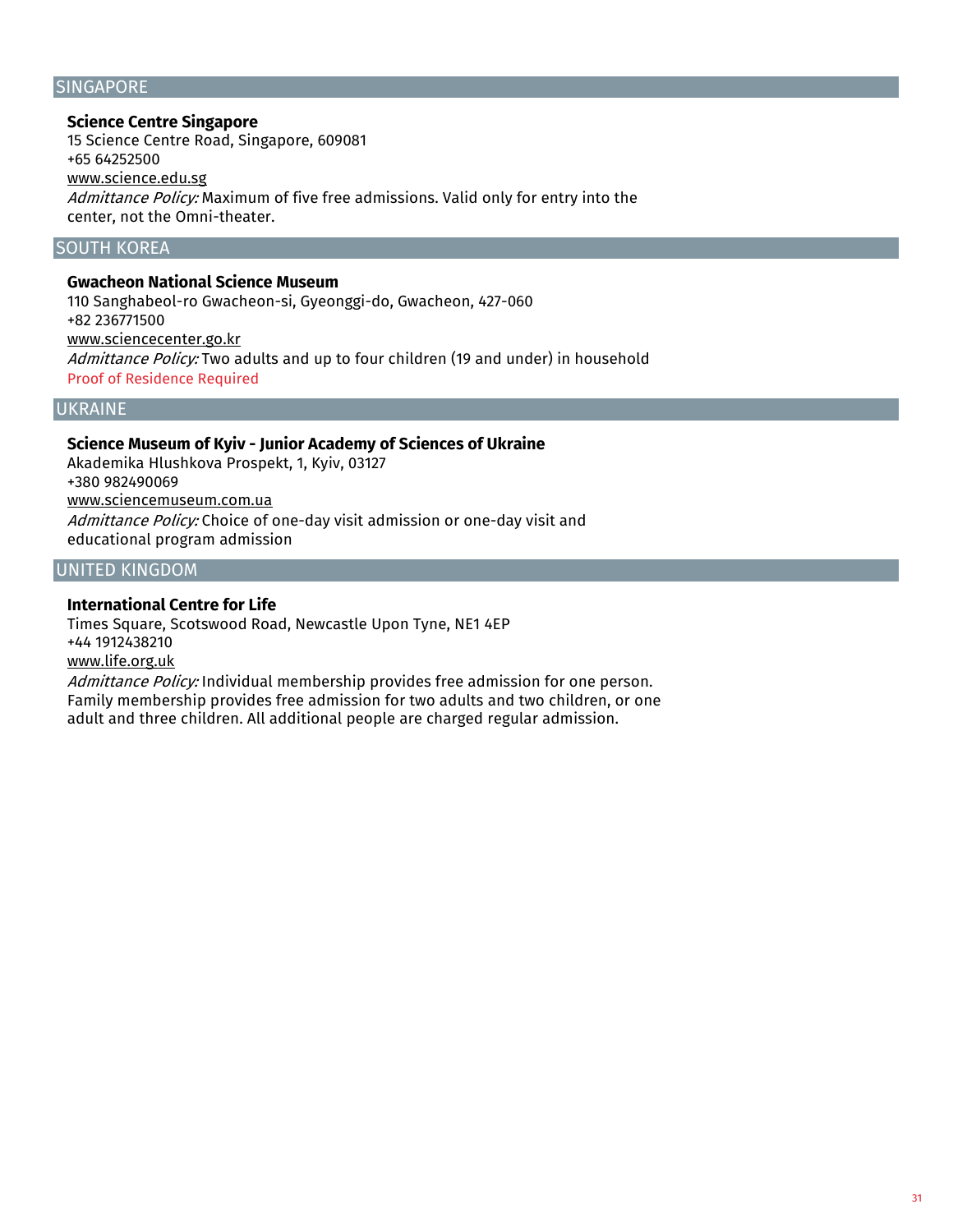## SINGAPORE

**Science Centre Singapore**
15 Science Centre Road, Singapore, 609081
+65 64252500
www.science.edu.sg
*Admittance Policy:* Maximum of five free admissions. Valid only for entry into the center, not the Omni-theater.

## SOUTH KOREA

**Gwacheon National Science Museum**
110 Sanghabeol-ro Gwacheon-si, Gyeonggi-do, Gwacheon, 427-060
+82 236771500
www.sciencecenter.go.kr
*Admittance Policy:* Two adults and up to four children (19 and under) in household
Proof of Residence Required

## UKRAINE

**Science Museum of Kyiv - Junior Academy of Sciences of Ukraine**
Akademika Hlushkova Prospekt, 1, Kyiv, 03127
+380 982490069
www.sciencemuseum.com.ua
*Admittance Policy:* Choice of one-day visit admission or one-day visit and educational program admission

## UNITED KINGDOM

**International Centre for Life**
Times Square, Scotswood Road, Newcastle Upon Tyne, NE1 4EP
+44 1912438210
www.life.org.uk
*Admittance Policy:* Individual membership provides free admission for one person. Family membership provides free admission for two adults and two children, or one adult and three children. All additional people are charged regular admission.